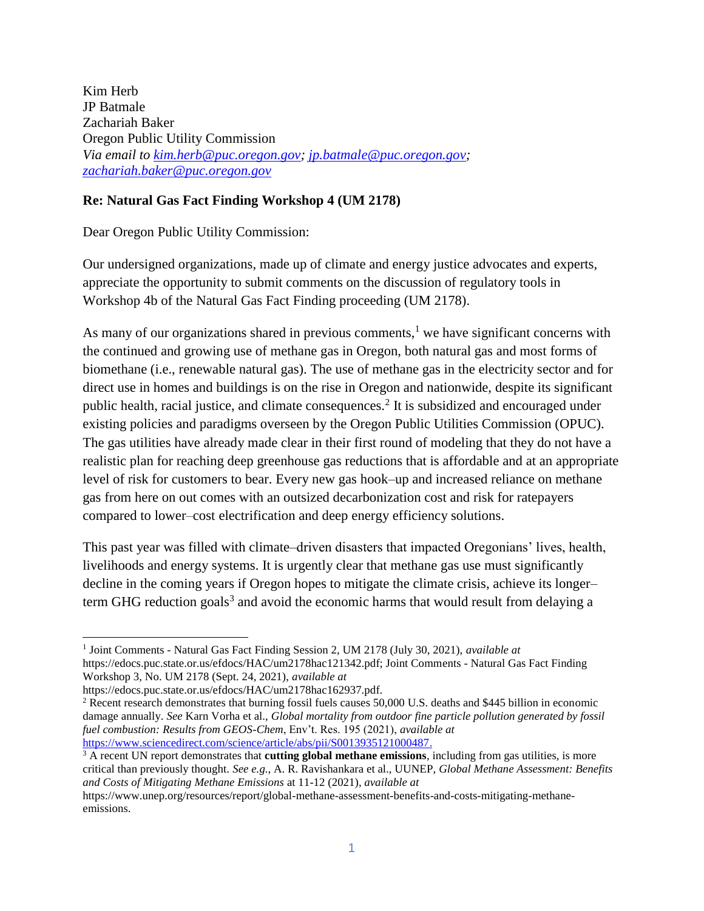Kim Herb
JP Batmale
Zachariah Baker
Oregon Public Utility Commission
*Via email to [kim.herb@puc.oregon.gov](mailto:kim.herb@puc.oregon.gov); [jp.batmale@puc.oregon.gov](mailto:jp.batmale@puc.oregon.gov); [zachariah.baker@puc.oregon.gov](mailto:zachariah.baker@puc.oregon.gov)*

**Re: Natural Gas Fact Finding Workshop 4 (UM 2178)**

Dear Oregon Public Utility Commission:

Our undersigned organizations, made up of climate and energy justice advocates and experts, appreciate the opportunity to submit comments on the discussion of regulatory tools in Workshop 4b of the Natural Gas Fact Finding proceeding (UM 2178).

As many of our organizations shared in previous comments,[1] we have significant concerns with the continued and growing use of methane gas in Oregon, both natural gas and most forms of biomethane (i.e., renewable natural gas). The use of methane gas in the electricity sector and for direct use in homes and buildings is on the rise in Oregon and nationwide, despite its significant public health, racial justice, and climate consequences.[2] It is subsidized and encouraged under existing policies and paradigms overseen by the Oregon Public Utilities Commission (OPUC). The gas utilities have already made clear in their first round of modeling that they do not have a realistic plan for reaching deep greenhouse gas reductions that is affordable and at an appropriate level of risk for customers to bear. Every new gas hook–up and increased reliance on methane gas from here on out comes with an outsized decarbonization cost and risk for ratepayers compared to lower–cost electrification and deep energy efficiency solutions.

This past year was filled with climate–driven disasters that impacted Oregonians' lives, health, livelihoods and energy systems. It is urgently clear that methane gas use must significantly decline in the coming years if Oregon hopes to mitigate the climate crisis, achieve its longer–term GHG reduction goals[3] and avoid the economic harms that would result from delaying a

---

[1] Joint Comments - Natural Gas Fact Finding Session 2, UM 2178 (July 30, 2021), *available at* https://edocs.puc.state.or.us/efdocs/HAC/um2178hac121342.pdf; Joint Comments - Natural Gas Fact Finding Workshop 3, No. UM 2178 (Sept. 24, 2021), *available at* https://edocs.puc.state.or.us/efdocs/HAC/um2178hac162937.pdf.

[2] Recent research demonstrates that burning fossil fuels causes 50,000 U.S. deaths and $445 billion in economic damage annually. *See* Karn Vorha et al., *Global mortality from outdoor fine particle pollution generated by fossil fuel combustion: Results from GEOS-Chem*, Env't. Res. 195 (2021), *available at* [https://www.sciencedirect.com/science/article/abs/pii/S0013935121000487](https://www.sciencedirect.com/science/article/abs/pii/S0013935121000487).

[3] A recent UN report demonstrates that **cutting global methane emissions**, including from gas utilities, is more critical than previously thought. *See e.g.,* A. R. Ravishankara et al., UUNEP, *Global Methane Assessment: Benefits and Costs of Mitigating Methane Emissions* at 11-12 (2021), *available at* https://www.unep.org/resources/report/global-methane-assessment-benefits-and-costs-mitigating-methane-emissions.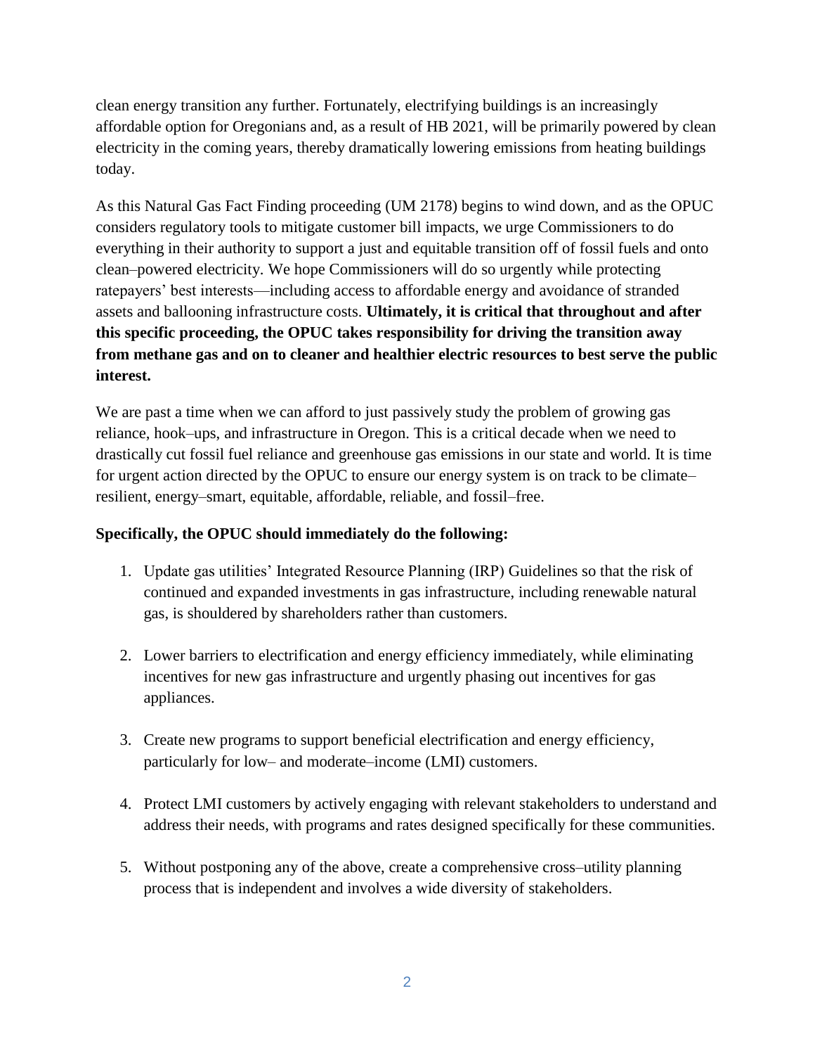clean energy transition any further. Fortunately, electrifying buildings is an increasingly affordable option for Oregonians and, as a result of HB 2021, will be primarily powered by clean electricity in the coming years, thereby dramatically lowering emissions from heating buildings today.

As this Natural Gas Fact Finding proceeding (UM 2178) begins to wind down, and as the OPUC considers regulatory tools to mitigate customer bill impacts, we urge Commissioners to do everything in their authority to support a just and equitable transition off of fossil fuels and onto clean–powered electricity. We hope Commissioners will do so urgently while protecting ratepayers' best interests—including access to affordable energy and avoidance of stranded assets and ballooning infrastructure costs. **Ultimately, it is critical that throughout and after this specific proceeding, the OPUC takes responsibility for driving the transition away from methane gas and on to cleaner and healthier electric resources to best serve the public interest.**

We are past a time when we can afford to just passively study the problem of growing gas reliance, hook–ups, and infrastructure in Oregon. This is a critical decade when we need to drastically cut fossil fuel reliance and greenhouse gas emissions in our state and world. It is time for urgent action directed by the OPUC to ensure our energy system is on track to be climate–resilient, energy–smart, equitable, affordable, reliable, and fossil–free.

**Specifically, the OPUC should immediately do the following:**

1. Update gas utilities' Integrated Resource Planning (IRP) Guidelines so that the risk of continued and expanded investments in gas infrastructure, including renewable natural gas, is shouldered by shareholders rather than customers.

2. Lower barriers to electrification and energy efficiency immediately, while eliminating incentives for new gas infrastructure and urgently phasing out incentives for gas appliances.

3. Create new programs to support beneficial electrification and energy efficiency, particularly for low– and moderate–income (LMI) customers.

4. Protect LMI customers by actively engaging with relevant stakeholders to understand and address their needs, with programs and rates designed specifically for these communities.

5. Without postponing any of the above, create a comprehensive cross–utility planning process that is independent and involves a wide diversity of stakeholders.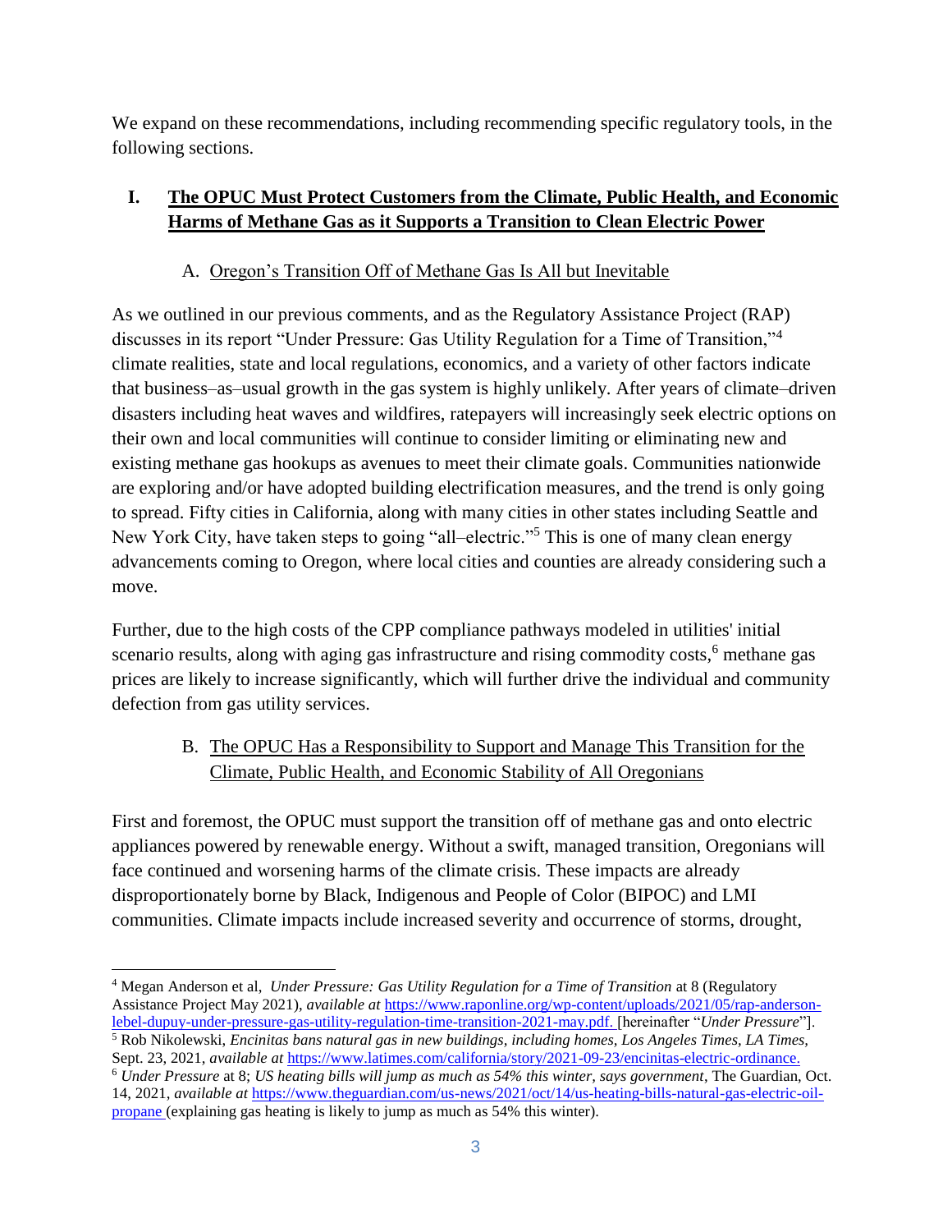We expand on these recommendations, including recommending specific regulatory tools, in the following sections.

## I. The OPUC Must Protect Customers from the Climate, Public Health, and Economic Harms of Methane Gas as it Supports a Transition to Clean Electric Power

### A. Oregon's Transition Off of Methane Gas Is All but Inevitable

As we outlined in our previous comments, and as the Regulatory Assistance Project (RAP) discusses in its report "Under Pressure: Gas Utility Regulation for a Time of Transition,"[4] climate realities, state and local regulations, economics, and a variety of other factors indicate that business–as–usual growth in the gas system is highly unlikely. After years of climate–driven disasters including heat waves and wildfires, ratepayers will increasingly seek electric options on their own and local communities will continue to consider limiting or eliminating new and existing methane gas hookups as avenues to meet their climate goals. Communities nationwide are exploring and/or have adopted building electrification measures, and the trend is only going to spread. Fifty cities in California, along with many cities in other states including Seattle and New York City, have taken steps to going "all–electric."[5] This is one of many clean energy advancements coming to Oregon, where local cities and counties are already considering such a move.

Further, due to the high costs of the CPP compliance pathways modeled in utilities' initial scenario results, along with aging gas infrastructure and rising commodity costs,[6] methane gas prices are likely to increase significantly, which will further drive the individual and community defection from gas utility services.

### B. The OPUC Has a Responsibility to Support and Manage This Transition for the Climate, Public Health, and Economic Stability of All Oregonians

First and foremost, the OPUC must support the transition off of methane gas and onto electric appliances powered by renewable energy. Without a swift, managed transition, Oregonians will face continued and worsening harms of the climate crisis. These impacts are already disproportionately borne by Black, Indigenous and People of Color (BIPOC) and LMI communities. Climate impacts include increased severity and occurrence of storms, drought,

---

[4] Megan Anderson et al, *Under Pressure: Gas Utility Regulation for a Time of Transition* at 8 (Regulatory Assistance Project May 2021), *available at* https://www.raponline.org/wp-content/uploads/2021/05/rap-anderson-lebel-dupuy-under-pressure-gas-utility-regulation-time-transition-2021-may.pdf. [hereinafter "*Under Pressure*"].

[5] Rob Nikolewski, *Encinitas bans natural gas in new buildings, including homes, Los Angeles Times, LA Times,* Sept. 23, 2021, *available at* https://www.latimes.com/california/story/2021-09-23/encinitas-electric-ordinance.

[6] *Under Pressure* at 8; *US heating bills will jump as much as 54% this winter, says government*, The Guardian, Oct. 14, 2021, *available at* https://www.theguardian.com/us-news/2021/oct/14/us-heating-bills-natural-gas-electric-oil-propane (explaining gas heating is likely to jump as much as 54% this winter).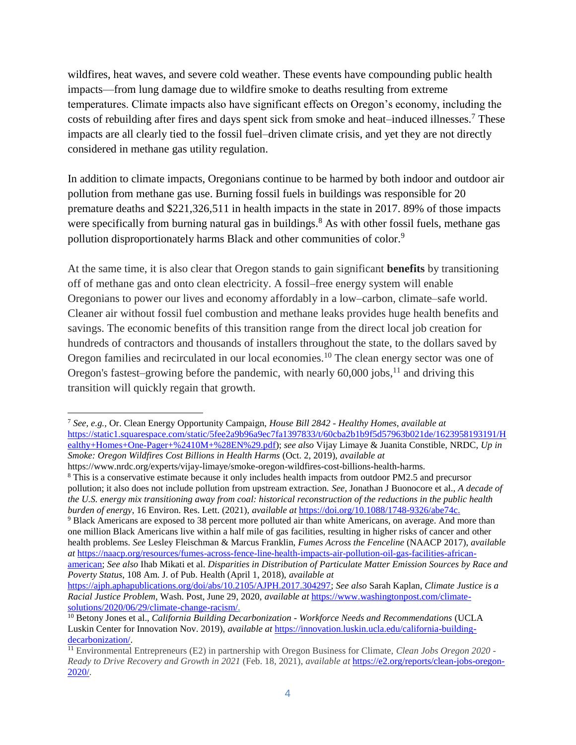wildfires, heat waves, and severe cold weather. These events have compounding public health impacts—from lung damage due to wildfire smoke to deaths resulting from extreme temperatures. Climate impacts also have significant effects on Oregon's economy, including the costs of rebuilding after fires and days spent sick from smoke and heat–induced illnesses.[7] These impacts are all clearly tied to the fossil fuel–driven climate crisis, and yet they are not directly considered in methane gas utility regulation.

In addition to climate impacts, Oregonians continue to be harmed by both indoor and outdoor air pollution from methane gas use. Burning fossil fuels in buildings was responsible for 20 premature deaths and $221,326,511 in health impacts in the state in 2017. 89% of those impacts were specifically from burning natural gas in buildings.[8] As with other fossil fuels, methane gas pollution disproportionately harms Black and other communities of color.[9]

At the same time, it is also clear that Oregon stands to gain significant **benefits** by transitioning off of methane gas and onto clean electricity. A fossil–free energy system will enable Oregonians to power our lives and economy affordably in a low–carbon, climate–safe world. Cleaner air without fossil fuel combustion and methane leaks provides huge health benefits and savings. The economic benefits of this transition range from the direct local job creation for hundreds of contractors and thousands of installers throughout the state, to the dollars saved by Oregon families and recirculated in our local economies.[10] The clean energy sector was one of Oregon's fastest–growing before the pandemic, with nearly 60,000 jobs,[11] and driving this transition will quickly regain that growth.

---

[7] *See, e.g.,* Or. Clean Energy Opportunity Campaign, *House Bill 2842 - Healthy Homes*, *available at* https://static1.squarespace.com/static/5fee2a9b96a9ec7fa1397833/t/60cba2b1b9f5d57963b021de/1623958193191/Healthy+Homes+One-Pager+%2410M+%28EN%29.pdf); *see also* Vijay Limaye & Juanita Constible, NRDC, *Up in Smoke: Oregon Wildfires Cost Billions in Health Harms* (Oct. 2, 2019), *available at* https://www.nrdc.org/experts/vijay-limaye/smoke-oregon-wildfires-cost-billions-health-harms.

[8] This is a conservative estimate because it only includes health impacts from outdoor PM2.5 and precursor pollution; it also does not include pollution from upstream extraction. *See,* Jonathan J Buonocore et al., *A decade of the U.S. energy mix transitioning away from coal: historical reconstruction of the reductions in the public health burden of energy*, 16 Environ. Res. Lett. (2021), *available at* https://doi.org/10.1088/1748-9326/abe74c.

[9] Black Americans are exposed to 38 percent more polluted air than white Americans, on average. And more than one million Black Americans live within a half mile of gas facilities, resulting in higher risks of cancer and other health problems. *See* Lesley Fleischman & Marcus Franklin, *Fumes Across the Fenceline* (NAACP 2017), *available at* https://naacp.org/resources/fumes-across-fence-line-health-impacts-air-pollution-oil-gas-facilities-african-american; *See also* Ihab Mikati et al. *Disparities in Distribution of Particulate Matter Emission Sources by Race and Poverty Status*, 108 Am. J. of Pub. Health (April 1, 2018), *available at* https://ajph.aphapublications.org/doi/abs/10.2105/AJPH.2017.304297; *See also* Sarah Kaplan, *Climate Justice is a Racial Justice Problem*, Wash. Post, June 29, 2020, *available at* https://www.washingtonpost.com/climate-solutions/2020/06/29/climate-change-racism/.

[10] Betony Jones et al., *California Building Decarbonization - Workforce Needs and Recommendations* (UCLA Luskin Center for Innovation Nov. 2019), *available at* https://innovation.luskin.ucla.edu/california-building-decarbonization/.

[11] Environmental Entrepreneurs (E2) in partnership with Oregon Business for Climate, *Clean Jobs Oregon 2020 - Ready to Drive Recovery and Growth in 2021* (Feb. 18, 2021), *available at* https://e2.org/reports/clean-jobs-oregon-2020/.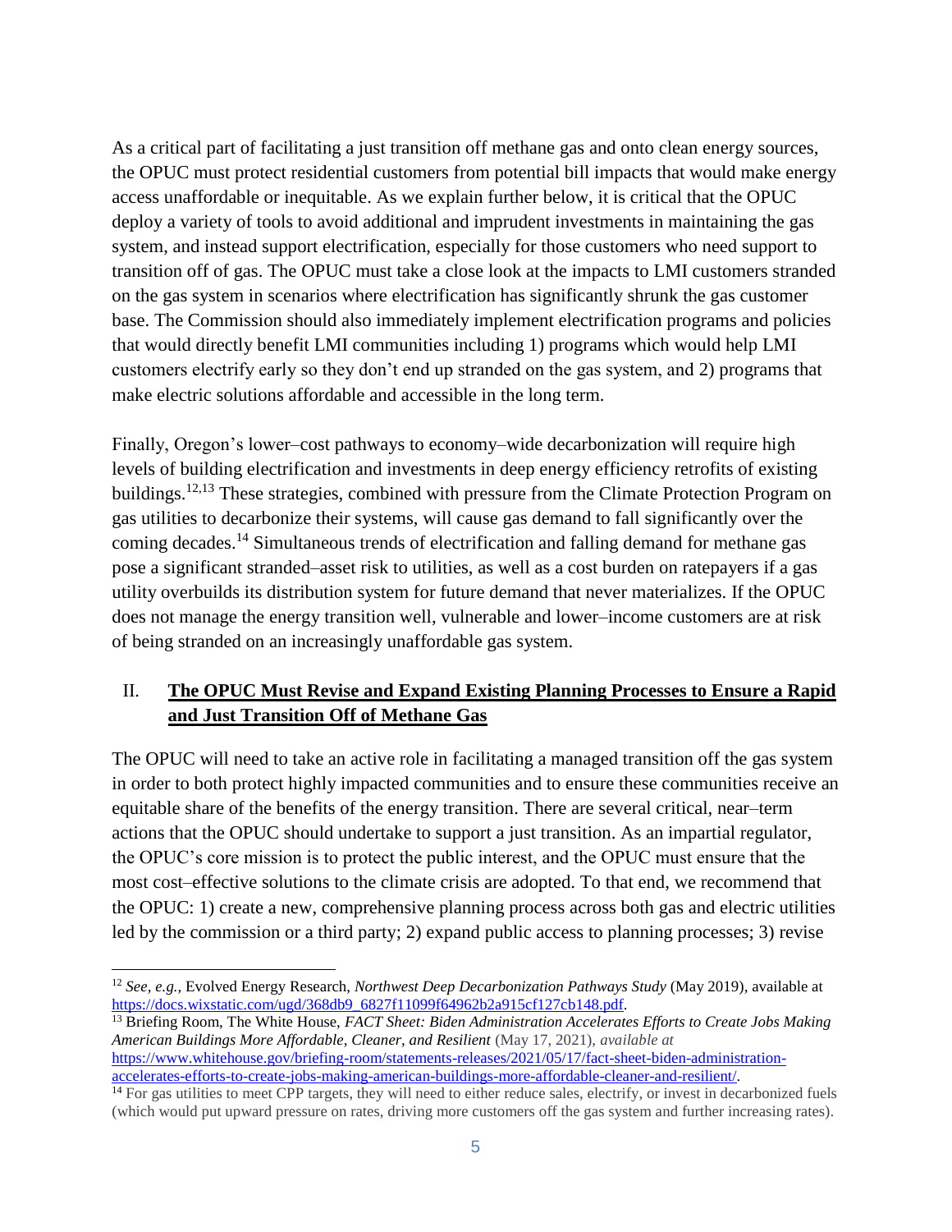As a critical part of facilitating a just transition off methane gas and onto clean energy sources, the OPUC must protect residential customers from potential bill impacts that would make energy access unaffordable or inequitable. As we explain further below, it is critical that the OPUC deploy a variety of tools to avoid additional and imprudent investments in maintaining the gas system, and instead support electrification, especially for those customers who need support to transition off of gas. The OPUC must take a close look at the impacts to LMI customers stranded on the gas system in scenarios where electrification has significantly shrunk the gas customer base. The Commission should also immediately implement electrification programs and policies that would directly benefit LMI communities including 1) programs which would help LMI customers electrify early so they don't end up stranded on the gas system, and 2) programs that make electric solutions affordable and accessible in the long term.

Finally, Oregon's lower–cost pathways to economy–wide decarbonization will require high levels of building electrification and investments in deep energy efficiency retrofits of existing buildings.[12,13] These strategies, combined with pressure from the Climate Protection Program on gas utilities to decarbonize their systems, will cause gas demand to fall significantly over the coming decades.[14] Simultaneous trends of electrification and falling demand for methane gas pose a significant stranded–asset risk to utilities, as well as a cost burden on ratepayers if a gas utility overbuilds its distribution system for future demand that never materializes. If the OPUC does not manage the energy transition well, vulnerable and lower–income customers are at risk of being stranded on an increasingly unaffordable gas system.

## II. **The OPUC Must Revise and Expand Existing Planning Processes to Ensure a Rapid and Just Transition Off of Methane Gas**

The OPUC will need to take an active role in facilitating a managed transition off the gas system in order to both protect highly impacted communities and to ensure these communities receive an equitable share of the benefits of the energy transition. There are several critical, near–term actions that the OPUC should undertake to support a just transition. As an impartial regulator, the OPUC's core mission is to protect the public interest, and the OPUC must ensure that the most cost–effective solutions to the climate crisis are adopted. To that end, we recommend that the OPUC: 1) create a new, comprehensive planning process across both gas and electric utilities led by the commission or a third party; 2) expand public access to planning processes; 3) revise

---

[12] *See, e.g.,* Evolved Energy Research, *Northwest Deep Decarbonization Pathways Study* (May 2019), available at https://docs.wixstatic.com/ugd/368db9_6827f11099f64962b2a915cf127cb148.pdf.

[13] Briefing Room, The White House, *FACT Sheet: Biden Administration Accelerates Efforts to Create Jobs Making American Buildings More Affordable, Cleaner, and Resilient* (May 17, 2021), *available at* https://www.whitehouse.gov/briefing-room/statements-releases/2021/05/17/fact-sheet-biden-administration-accelerates-efforts-to-create-jobs-making-american-buildings-more-affordable-cleaner-and-resilient/.

[14] For gas utilities to meet CPP targets, they will need to either reduce sales, electrify, or invest in decarbonized fuels (which would put upward pressure on rates, driving more customers off the gas system and further increasing rates).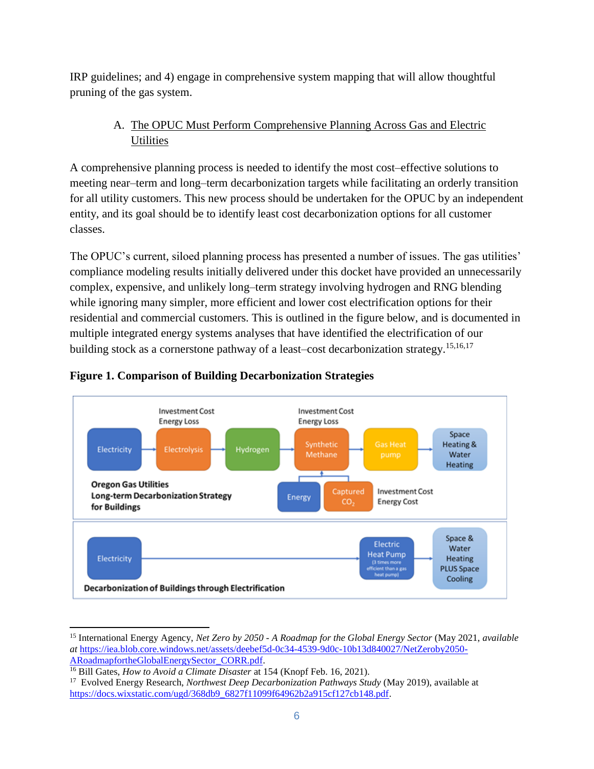IRP guidelines; and 4) engage in comprehensive system mapping that will allow thoughtful pruning of the gas system.

### A. The OPUC Must Perform Comprehensive Planning Across Gas and Electric Utilities

A comprehensive planning process is needed to identify the most cost–effective solutions to meeting near–term and long–term decarbonization targets while facilitating an orderly transition for all utility customers. This new process should be undertaken for the OPUC by an independent entity, and its goal should be to identify least cost decarbonization options for all customer classes.

The OPUC's current, siloed planning process has presented a number of issues. The gas utilities' compliance modeling results initially delivered under this docket have provided an unnecessarily complex, expensive, and unlikely long–term strategy involving hydrogen and RNG blending while ignoring many simpler, more efficient and lower cost electrification options for their residential and commercial customers. This is outlined in the figure below, and is documented in multiple integrated energy systems analyses that have identified the electrification of our building stock as a cornerstone pathway of a least–cost decarbonization strategy.[15,16,17]

**Figure 1. Comparison of Building Decarbonization Strategies**

Oregon Gas Utilities Long-term Decarbonization Strategy for Buildings: Electricity → Electrolysis (Investment Cost, Energy Loss) → Hydrogen → Synthetic Methane (Investment Cost, Energy Loss) [+ Energy, Captured $CO_2$ (Investment Cost, Energy Cost)] → Gas Heat pump → Space Heating & Water Heating

Decarbonization of Buildings through Electrification: Electricity → Electric Heat Pump (3 times more efficient than a gas heat pump) → Space & Water Heating PLUS Space Cooling

---

[15] International Energy Agency, *Net Zero by 2050 - A Roadmap for the Global Energy Sector* (May 2021, *available at* https://iea.blob.core.windows.net/assets/deebef5d-0c34-4539-9d0c-10b13d840027/NetZeroby2050-ARoadmapfortheGlobalEnergySector_CORR.pdf.

[16] Bill Gates, *How to Avoid a Climate Disaster* at 154 (Knopf Feb. 16, 2021).

[17] Evolved Energy Research, *Northwest Deep Decarbonization Pathways Study* (May 2019), available at https://docs.wixstatic.com/ugd/368db9_6827f11099f64962b2a915cf127cb148.pdf.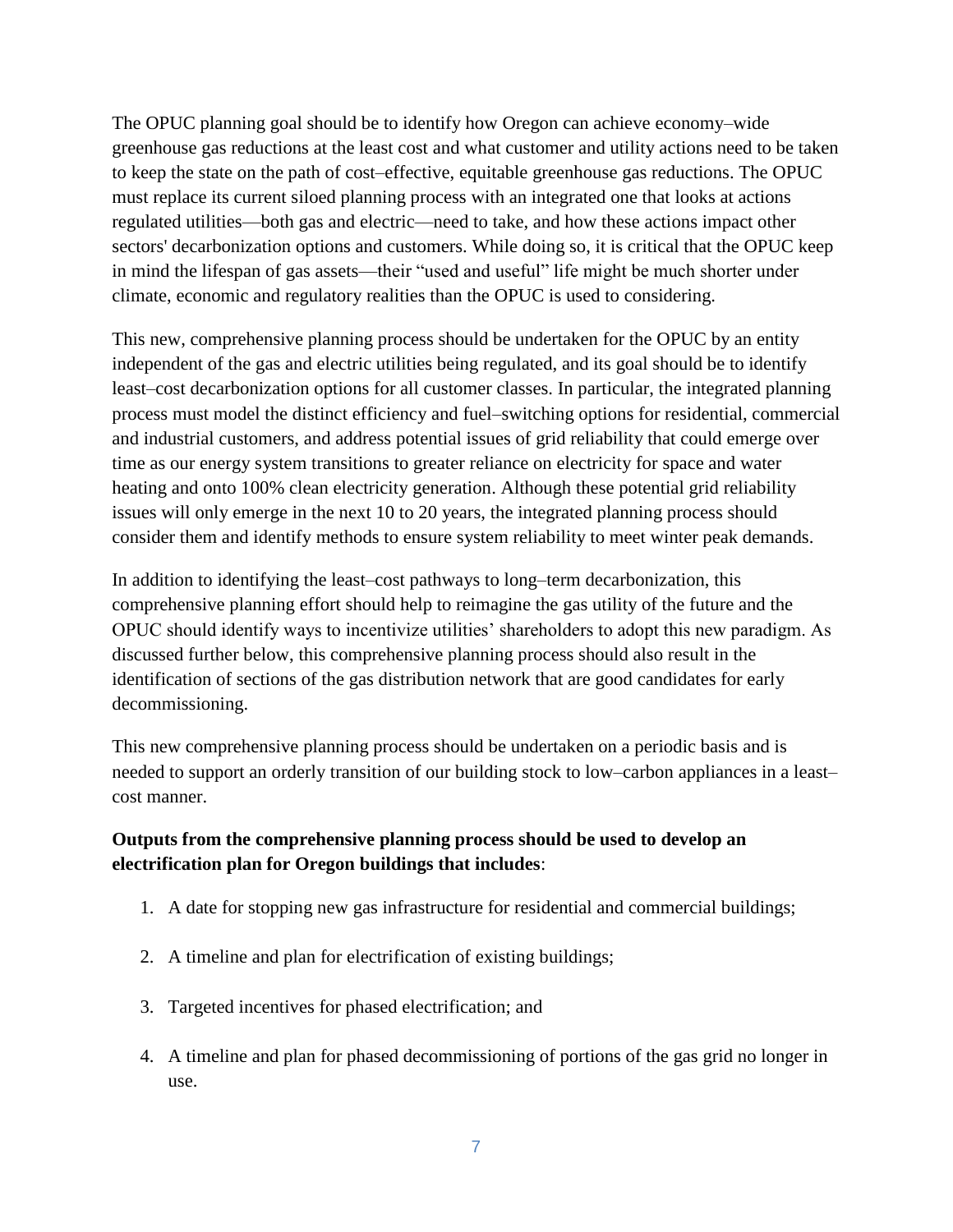The OPUC planning goal should be to identify how Oregon can achieve economy–wide greenhouse gas reductions at the least cost and what customer and utility actions need to be taken to keep the state on the path of cost–effective, equitable greenhouse gas reductions. The OPUC must replace its current siloed planning process with an integrated one that looks at actions regulated utilities—both gas and electric—need to take, and how these actions impact other sectors' decarbonization options and customers. While doing so, it is critical that the OPUC keep in mind the lifespan of gas assets—their "used and useful" life might be much shorter under climate, economic and regulatory realities than the OPUC is used to considering.

This new, comprehensive planning process should be undertaken for the OPUC by an entity independent of the gas and electric utilities being regulated, and its goal should be to identify least–cost decarbonization options for all customer classes. In particular, the integrated planning process must model the distinct efficiency and fuel–switching options for residential, commercial and industrial customers, and address potential issues of grid reliability that could emerge over time as our energy system transitions to greater reliance on electricity for space and water heating and onto 100% clean electricity generation. Although these potential grid reliability issues will only emerge in the next 10 to 20 years, the integrated planning process should consider them and identify methods to ensure system reliability to meet winter peak demands.

In addition to identifying the least–cost pathways to long–term decarbonization, this comprehensive planning effort should help to reimagine the gas utility of the future and the OPUC should identify ways to incentivize utilities' shareholders to adopt this new paradigm. As discussed further below, this comprehensive planning process should also result in the identification of sections of the gas distribution network that are good candidates for early decommissioning.

This new comprehensive planning process should be undertaken on a periodic basis and is needed to support an orderly transition of our building stock to low–carbon appliances in a least–cost manner.

**Outputs from the comprehensive planning process should be used to develop an electrification plan for Oregon buildings that includes**:

1. A date for stopping new gas infrastructure for residential and commercial buildings;
2. A timeline and plan for electrification of existing buildings;
3. Targeted incentives for phased electrification; and
4. A timeline and plan for phased decommissioning of portions of the gas grid no longer in use.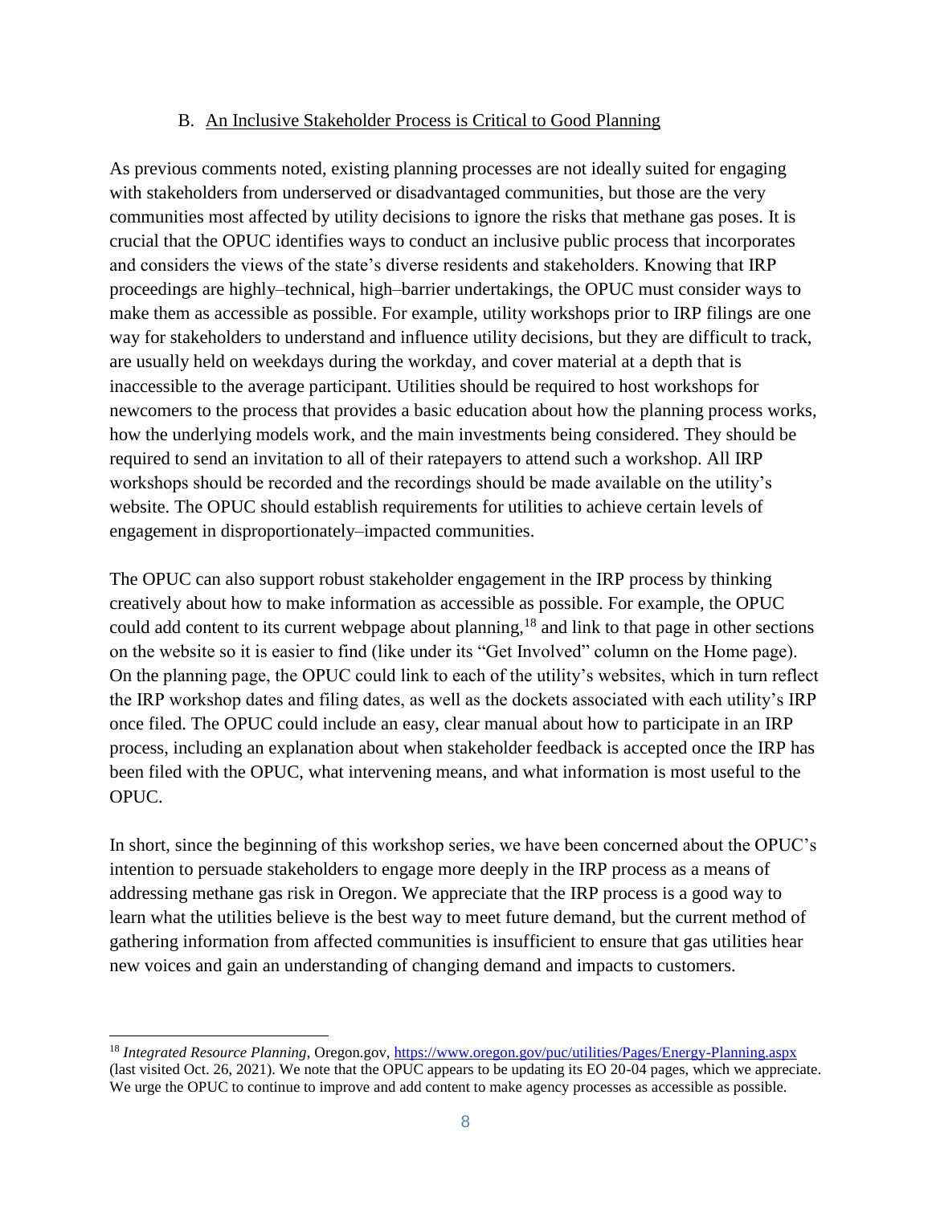### B. An Inclusive Stakeholder Process is Critical to Good Planning

As previous comments noted, existing planning processes are not ideally suited for engaging with stakeholders from underserved or disadvantaged communities, but those are the very communities most affected by utility decisions to ignore the risks that methane gas poses. It is crucial that the OPUC identifies ways to conduct an inclusive public process that incorporates and considers the views of the state's diverse residents and stakeholders. Knowing that IRP proceedings are highly–technical, high–barrier undertakings, the OPUC must consider ways to make them as accessible as possible. For example, utility workshops prior to IRP filings are one way for stakeholders to understand and influence utility decisions, but they are difficult to track, are usually held on weekdays during the workday, and cover material at a depth that is inaccessible to the average participant. Utilities should be required to host workshops for newcomers to the process that provides a basic education about how the planning process works, how the underlying models work, and the main investments being considered. They should be required to send an invitation to all of their ratepayers to attend such a workshop. All IRP workshops should be recorded and the recordings should be made available on the utility's website. The OPUC should establish requirements for utilities to achieve certain levels of engagement in disproportionately–impacted communities.

The OPUC can also support robust stakeholder engagement in the IRP process by thinking creatively about how to make information as accessible as possible. For example, the OPUC could add content to its current webpage about planning,[18] and link to that page in other sections on the website so it is easier to find (like under its "Get Involved" column on the Home page). On the planning page, the OPUC could link to each of the utility's websites, which in turn reflect the IRP workshop dates and filing dates, as well as the dockets associated with each utility's IRP once filed. The OPUC could include an easy, clear manual about how to participate in an IRP process, including an explanation about when stakeholder feedback is accepted once the IRP has been filed with the OPUC, what intervening means, and what information is most useful to the OPUC.

In short, since the beginning of this workshop series, we have been concerned about the OPUC's intention to persuade stakeholders to engage more deeply in the IRP process as a means of addressing methane gas risk in Oregon. We appreciate that the IRP process is a good way to learn what the utilities believe is the best way to meet future demand, but the current method of gathering information from affected communities is insufficient to ensure that gas utilities hear new voices and gain an understanding of changing demand and impacts to customers.

---

[18] *Integrated Resource Planning*, Oregon.gov, https://www.oregon.gov/puc/utilities/Pages/Energy-Planning.aspx (last visited Oct. 26, 2021). We note that the OPUC appears to be updating its EO 20-04 pages, which we appreciate. We urge the OPUC to continue to improve and add content to make agency processes as accessible as possible.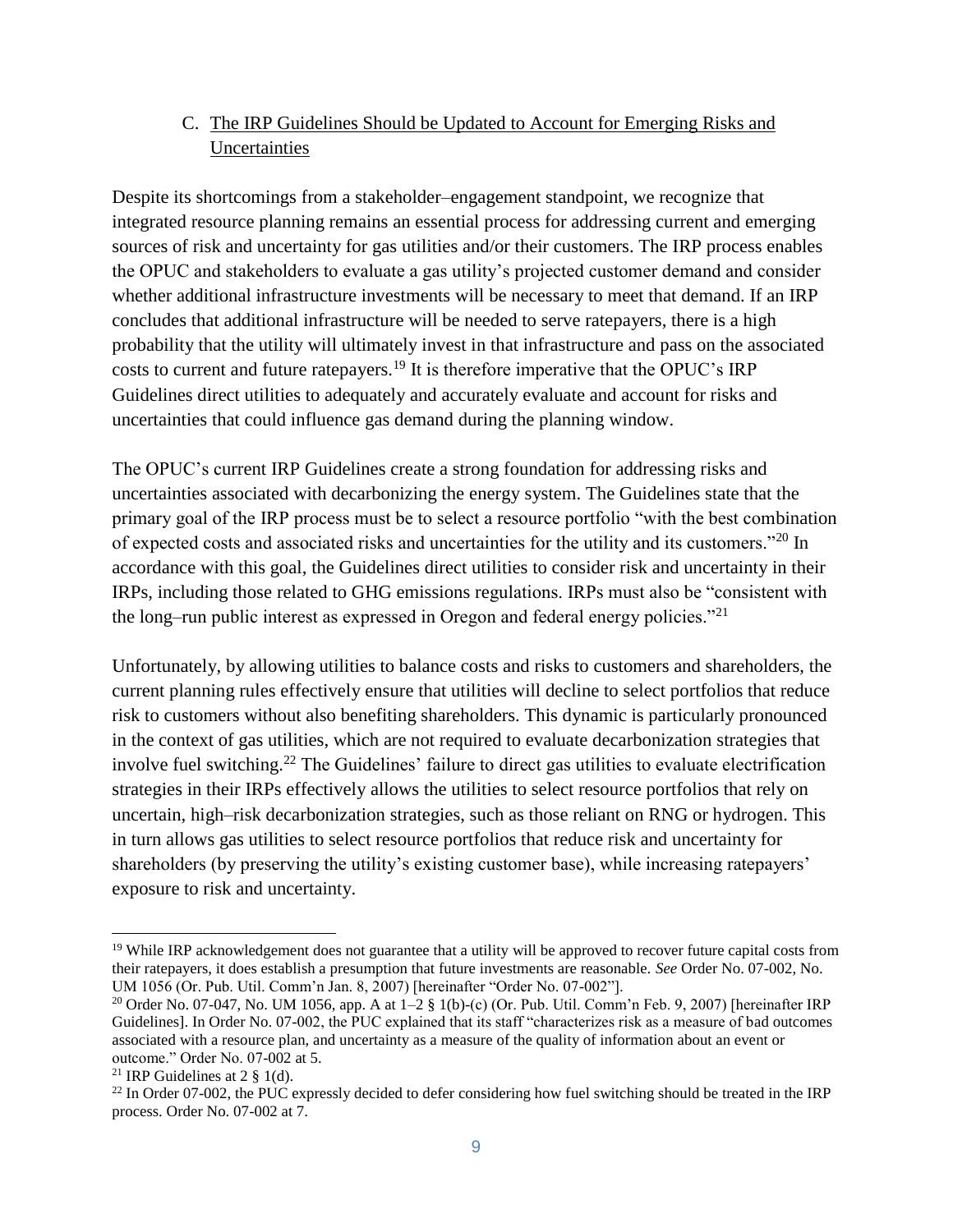### C. The IRP Guidelines Should be Updated to Account for Emerging Risks and Uncertainties

Despite its shortcomings from a stakeholder–engagement standpoint, we recognize that integrated resource planning remains an essential process for addressing current and emerging sources of risk and uncertainty for gas utilities and/or their customers. The IRP process enables the OPUC and stakeholders to evaluate a gas utility's projected customer demand and consider whether additional infrastructure investments will be necessary to meet that demand. If an IRP concludes that additional infrastructure will be needed to serve ratepayers, there is a high probability that the utility will ultimately invest in that infrastructure and pass on the associated costs to current and future ratepayers.[19] It is therefore imperative that the OPUC's IRP Guidelines direct utilities to adequately and accurately evaluate and account for risks and uncertainties that could influence gas demand during the planning window.

The OPUC's current IRP Guidelines create a strong foundation for addressing risks and uncertainties associated with decarbonizing the energy system. The Guidelines state that the primary goal of the IRP process must be to select a resource portfolio "with the best combination of expected costs and associated risks and uncertainties for the utility and its customers."[20] In accordance with this goal, the Guidelines direct utilities to consider risk and uncertainty in their IRPs, including those related to GHG emissions regulations. IRPs must also be "consistent with the long–run public interest as expressed in Oregon and federal energy policies."[21]

Unfortunately, by allowing utilities to balance costs and risks to customers and shareholders, the current planning rules effectively ensure that utilities will decline to select portfolios that reduce risk to customers without also benefiting shareholders. This dynamic is particularly pronounced in the context of gas utilities, which are not required to evaluate decarbonization strategies that involve fuel switching.[22] The Guidelines' failure to direct gas utilities to evaluate electrification strategies in their IRPs effectively allows the utilities to select resource portfolios that rely on uncertain, high–risk decarbonization strategies, such as those reliant on RNG or hydrogen. This in turn allows gas utilities to select resource portfolios that reduce risk and uncertainty for shareholders (by preserving the utility's existing customer base), while increasing ratepayers' exposure to risk and uncertainty.

---

[19] While IRP acknowledgement does not guarantee that a utility will be approved to recover future capital costs from their ratepayers, it does establish a presumption that future investments are reasonable. *See* Order No. 07-002, No. UM 1056 (Or. Pub. Util. Comm'n Jan. 8, 2007) [hereinafter "Order No. 07-002"].

[20] Order No. 07-047, No. UM 1056, app. A at 1–2 § 1(b)-(c) (Or. Pub. Util. Comm'n Feb. 9, 2007) [hereinafter IRP Guidelines]. In Order No. 07-002, the PUC explained that its staff "characterizes risk as a measure of bad outcomes associated with a resource plan, and uncertainty as a measure of the quality of information about an event or outcome." Order No. 07-002 at 5.

[21] IRP Guidelines at 2 § 1(d).

[22] In Order 07-002, the PUC expressly decided to defer considering how fuel switching should be treated in the IRP process. Order No. 07-002 at 7.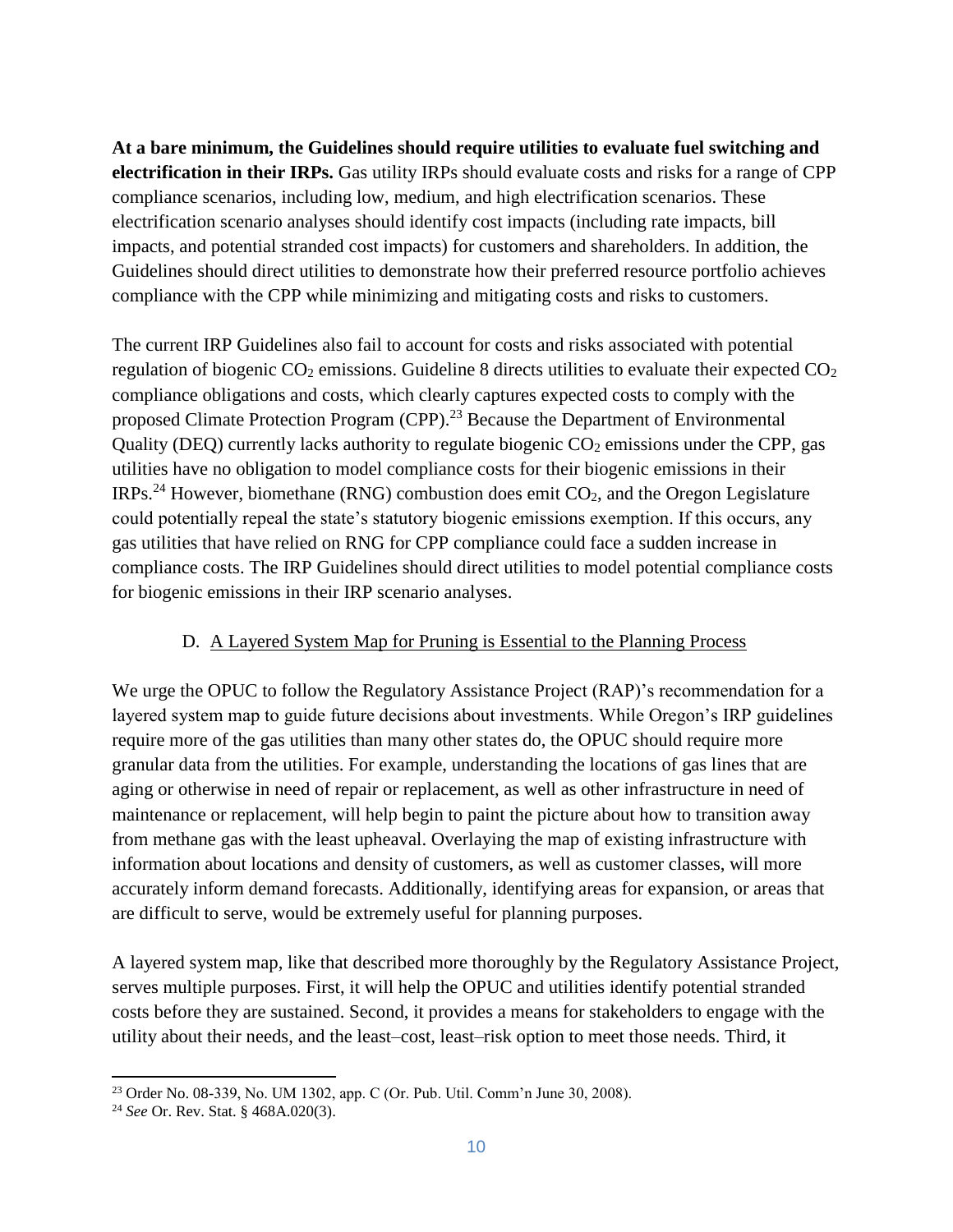**At a bare minimum, the Guidelines should require utilities to evaluate fuel switching and electrification in their IRPs.** Gas utility IRPs should evaluate costs and risks for a range of CPP compliance scenarios, including low, medium, and high electrification scenarios. These electrification scenario analyses should identify cost impacts (including rate impacts, bill impacts, and potential stranded cost impacts) for customers and shareholders. In addition, the Guidelines should direct utilities to demonstrate how their preferred resource portfolio achieves compliance with the CPP while minimizing and mitigating costs and risks to customers.

The current IRP Guidelines also fail to account for costs and risks associated with potential regulation of biogenic $CO_2$ emissions. Guideline 8 directs utilities to evaluate their expected $CO_2$ compliance obligations and costs, which clearly captures expected costs to comply with the proposed Climate Protection Program (CPP).[23] Because the Department of Environmental Quality (DEQ) currently lacks authority to regulate biogenic $CO_2$ emissions under the CPP, gas utilities have no obligation to model compliance costs for their biogenic emissions in their IRPs.[24] However, biomethane (RNG) combustion does emit $CO_2$, and the Oregon Legislature could potentially repeal the state's statutory biogenic emissions exemption. If this occurs, any gas utilities that have relied on RNG for CPP compliance could face a sudden increase in compliance costs. The IRP Guidelines should direct utilities to model potential compliance costs for biogenic emissions in their IRP scenario analyses.

### D. A Layered System Map for Pruning is Essential to the Planning Process

We urge the OPUC to follow the Regulatory Assistance Project (RAP)'s recommendation for a layered system map to guide future decisions about investments. While Oregon's IRP guidelines require more of the gas utilities than many other states do, the OPUC should require more granular data from the utilities. For example, understanding the locations of gas lines that are aging or otherwise in need of repair or replacement, as well as other infrastructure in need of maintenance or replacement, will help begin to paint the picture about how to transition away from methane gas with the least upheaval. Overlaying the map of existing infrastructure with information about locations and density of customers, as well as customer classes, will more accurately inform demand forecasts. Additionally, identifying areas for expansion, or areas that are difficult to serve, would be extremely useful for planning purposes.

A layered system map, like that described more thoroughly by the Regulatory Assistance Project, serves multiple purposes. First, it will help the OPUC and utilities identify potential stranded costs before they are sustained. Second, it provides a means for stakeholders to engage with the utility about their needs, and the least–cost, least–risk option to meet those needs. Third, it

---

[23] Order No. 08-339, No. UM 1302, app. C (Or. Pub. Util. Comm'n June 30, 2008).

[24] *See* Or. Rev. Stat. § 468A.020(3).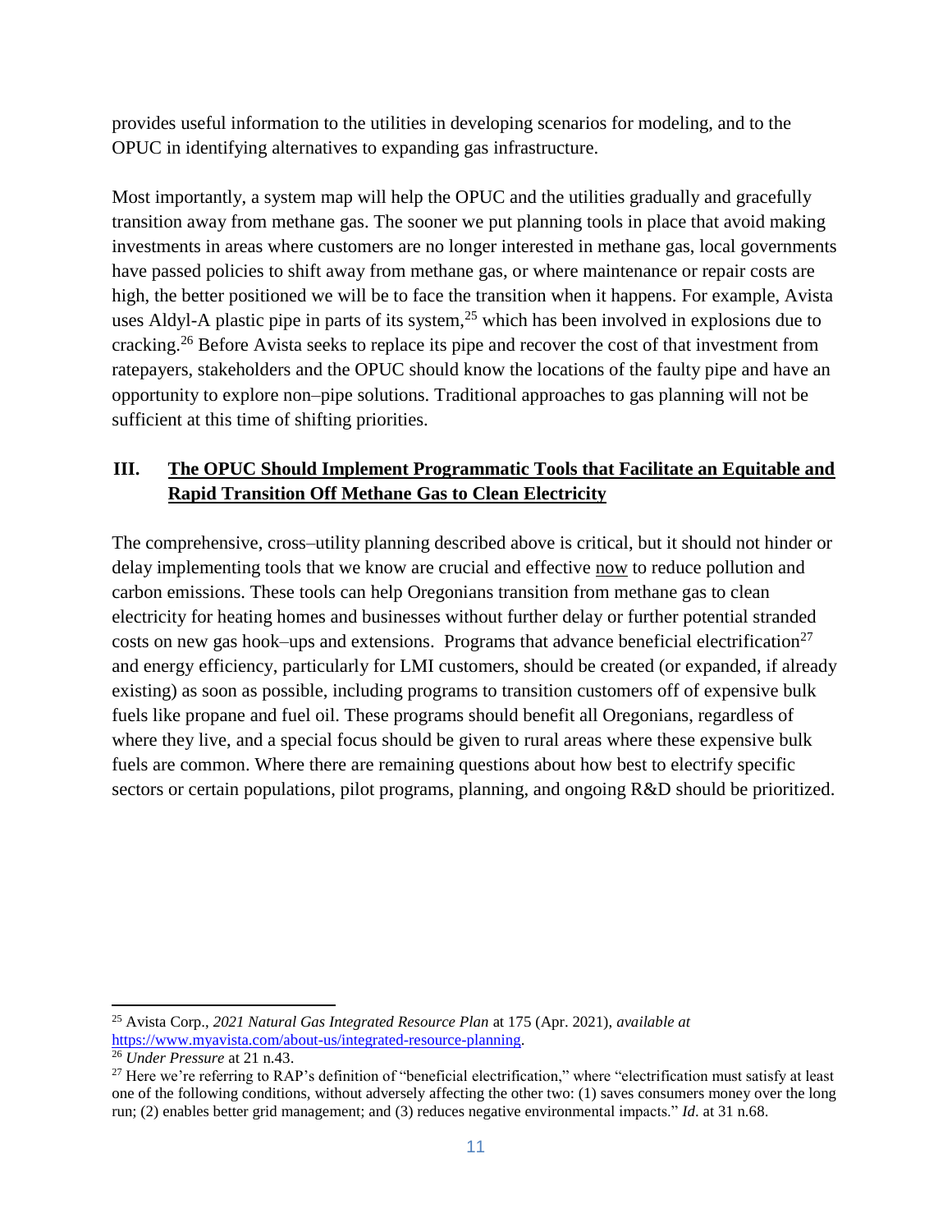provides useful information to the utilities in developing scenarios for modeling, and to the OPUC in identifying alternatives to expanding gas infrastructure.

Most importantly, a system map will help the OPUC and the utilities gradually and gracefully transition away from methane gas. The sooner we put planning tools in place that avoid making investments in areas where customers are no longer interested in methane gas, local governments have passed policies to shift away from methane gas, or where maintenance or repair costs are high, the better positioned we will be to face the transition when it happens. For example, Avista uses Aldyl-A plastic pipe in parts of its system,[25] which has been involved in explosions due to cracking.[26] Before Avista seeks to replace its pipe and recover the cost of that investment from ratepayers, stakeholders and the OPUC should know the locations of the faulty pipe and have an opportunity to explore non–pipe solutions. Traditional approaches to gas planning will not be sufficient at this time of shifting priorities.

## III. <u>The OPUC Should Implement Programmatic Tools that Facilitate an Equitable and Rapid Transition Off Methane Gas to Clean Electricity</u>

The comprehensive, cross–utility planning described above is critical, but it should not hinder or delay implementing tools that we know are crucial and effective <u>now</u> to reduce pollution and carbon emissions. These tools can help Oregonians transition from methane gas to clean electricity for heating homes and businesses without further delay or further potential stranded costs on new gas hook–ups and extensions. Programs that advance beneficial electrification[27] and energy efficiency, particularly for LMI customers, should be created (or expanded, if already existing) as soon as possible, including programs to transition customers off of expensive bulk fuels like propane and fuel oil. These programs should benefit all Oregonians, regardless of where they live, and a special focus should be given to rural areas where these expensive bulk fuels are common. Where there are remaining questions about how best to electrify specific sectors or certain populations, pilot programs, planning, and ongoing R&D should be prioritized.

---

[25] Avista Corp., *2021 Natural Gas Integrated Resource Plan* at 175 (Apr. 2021), *available at* https://www.myavista.com/about-us/integrated-resource-planning.

[26] *Under Pressure* at 21 n.43.

[27] Here we're referring to RAP's definition of "beneficial electrification," where "electrification must satisfy at least one of the following conditions, without adversely affecting the other two: (1) saves consumers money over the long run; (2) enables better grid management; and (3) reduces negative environmental impacts." *Id*. at 31 n.68.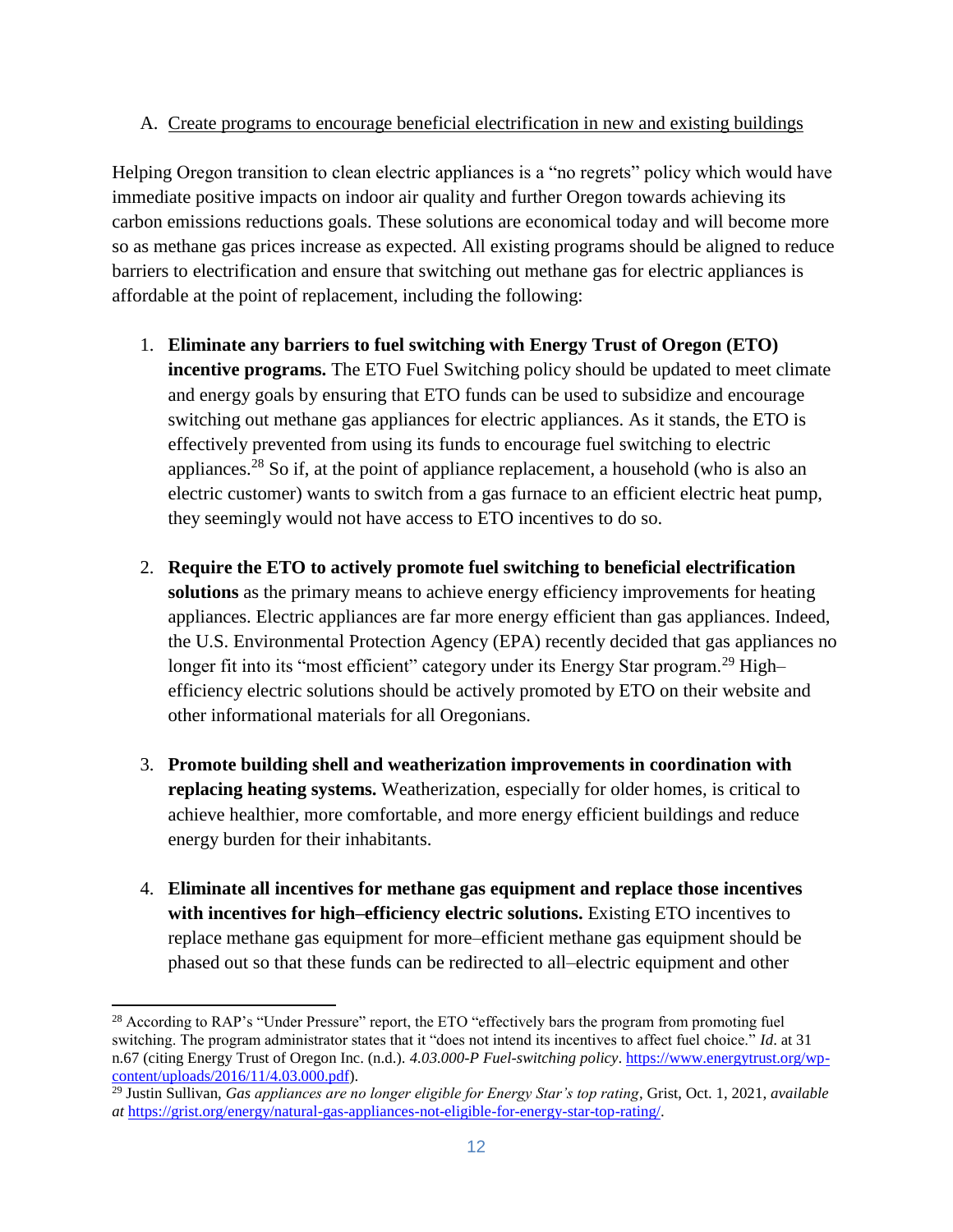A. Create programs to encourage beneficial electrification in new and existing buildings

Helping Oregon transition to clean electric appliances is a "no regrets" policy which would have immediate positive impacts on indoor air quality and further Oregon towards achieving its carbon emissions reductions goals. These solutions are economical today and will become more so as methane gas prices increase as expected. All existing programs should be aligned to reduce barriers to electrification and ensure that switching out methane gas for electric appliances is affordable at the point of replacement, including the following:

1. **Eliminate any barriers to fuel switching with Energy Trust of Oregon (ETO) incentive programs.** The ETO Fuel Switching policy should be updated to meet climate and energy goals by ensuring that ETO funds can be used to subsidize and encourage switching out methane gas appliances for electric appliances. As it stands, the ETO is effectively prevented from using its funds to encourage fuel switching to electric appliances.[28] So if, at the point of appliance replacement, a household (who is also an electric customer) wants to switch from a gas furnace to an efficient electric heat pump, they seemingly would not have access to ETO incentives to do so.

2. **Require the ETO to actively promote fuel switching to beneficial electrification solutions** as the primary means to achieve energy efficiency improvements for heating appliances. Electric appliances are far more energy efficient than gas appliances. Indeed, the U.S. Environmental Protection Agency (EPA) recently decided that gas appliances no longer fit into its "most efficient" category under its Energy Star program.[29] High–efficiency electric solutions should be actively promoted by ETO on their website and other informational materials for all Oregonians.

3. **Promote building shell and weatherization improvements in coordination with replacing heating systems.** Weatherization, especially for older homes, is critical to achieve healthier, more comfortable, and more energy efficient buildings and reduce energy burden for their inhabitants.

4. **Eliminate all incentives for methane gas equipment and replace those incentives with incentives for high–efficiency electric solutions.** Existing ETO incentives to replace methane gas equipment for more–efficient methane gas equipment should be phased out so that these funds can be redirected to all–electric equipment and other

---

[28] According to RAP's "Under Pressure" report, the ETO "effectively bars the program from promoting fuel switching. The program administrator states that it "does not intend its incentives to affect fuel choice." *Id*. at 31 n.67 (citing Energy Trust of Oregon Inc. (n.d.). *4.03.000-P Fuel-switching policy*. https://www.energytrust.org/wp-content/uploads/2016/11/4.03.000.pdf).

[29] Justin Sullivan, *Gas appliances are no longer eligible for Energy Star's top rating*, Grist, Oct. 1, 2021, *available at* https://grist.org/energy/natural-gas-appliances-not-eligible-for-energy-star-top-rating/.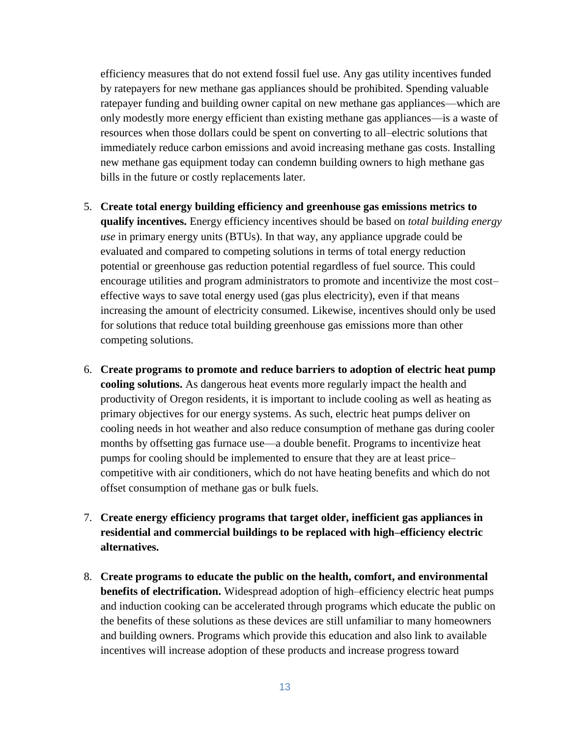efficiency measures that do not extend fossil fuel use. Any gas utility incentives funded by ratepayers for new methane gas appliances should be prohibited. Spending valuable ratepayer funding and building owner capital on new methane gas appliances—which are only modestly more energy efficient than existing methane gas appliances—is a waste of resources when those dollars could be spent on converting to all–electric solutions that immediately reduce carbon emissions and avoid increasing methane gas costs. Installing new methane gas equipment today can condemn building owners to high methane gas bills in the future or costly replacements later.

5. **Create total energy building efficiency and greenhouse gas emissions metrics to qualify incentives.** Energy efficiency incentives should be based on *total building energy use* in primary energy units (BTUs). In that way, any appliance upgrade could be evaluated and compared to competing solutions in terms of total energy reduction potential or greenhouse gas reduction potential regardless of fuel source. This could encourage utilities and program administrators to promote and incentivize the most cost–effective ways to save total energy used (gas plus electricity), even if that means increasing the amount of electricity consumed. Likewise, incentives should only be used for solutions that reduce total building greenhouse gas emissions more than other competing solutions.

6. **Create programs to promote and reduce barriers to adoption of electric heat pump cooling solutions.** As dangerous heat events more regularly impact the health and productivity of Oregon residents, it is important to include cooling as well as heating as primary objectives for our energy systems. As such, electric heat pumps deliver on cooling needs in hot weather and also reduce consumption of methane gas during cooler months by offsetting gas furnace use—a double benefit. Programs to incentivize heat pumps for cooling should be implemented to ensure that they are at least price–competitive with air conditioners, which do not have heating benefits and which do not offset consumption of methane gas or bulk fuels.

7. **Create energy efficiency programs that target older, inefficient gas appliances in residential and commercial buildings to be replaced with high–efficiency electric alternatives.**

8. **Create programs to educate the public on the health, comfort, and environmental benefits of electrification.** Widespread adoption of high–efficiency electric heat pumps and induction cooking can be accelerated through programs which educate the public on the benefits of these solutions as these devices are still unfamiliar to many homeowners and building owners. Programs which provide this education and also link to available incentives will increase adoption of these products and increase progress toward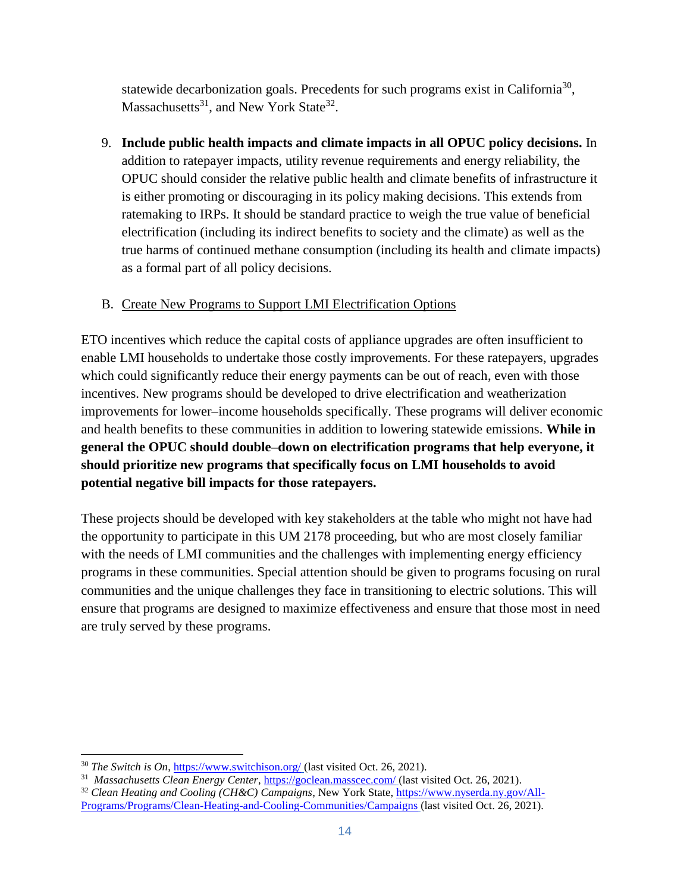statewide decarbonization goals. Precedents for such programs exist in California[30], Massachusetts[31], and New York State[32].

9. **Include public health impacts and climate impacts in all OPUC policy decisions.** In addition to ratepayer impacts, utility revenue requirements and energy reliability, the OPUC should consider the relative public health and climate benefits of infrastructure it is either promoting or discouraging in its policy making decisions. This extends from ratemaking to IRPs. It should be standard practice to weigh the true value of beneficial electrification (including its indirect benefits to society and the climate) as well as the true harms of continued methane consumption (including its health and climate impacts) as a formal part of all policy decisions.

B. <u>Create New Programs to Support LMI Electrification Options</u>

ETO incentives which reduce the capital costs of appliance upgrades are often insufficient to enable LMI households to undertake those costly improvements. For these ratepayers, upgrades which could significantly reduce their energy payments can be out of reach, even with those incentives. New programs should be developed to drive electrification and weatherization improvements for lower–income households specifically. These programs will deliver economic and health benefits to these communities in addition to lowering statewide emissions. **While in general the OPUC should double–down on electrification programs that help everyone, it should prioritize new programs that specifically focus on LMI households to avoid potential negative bill impacts for those ratepayers.**

These projects should be developed with key stakeholders at the table who might not have had the opportunity to participate in this UM 2178 proceeding, but who are most closely familiar with the needs of LMI communities and the challenges with implementing energy efficiency programs in these communities. Special attention should be given to programs focusing on rural communities and the unique challenges they face in transitioning to electric solutions. This will ensure that programs are designed to maximize effectiveness and ensure that those most in need are truly served by these programs.

---

[30] *The Switch is On*, https://www.switchison.org/ (last visited Oct. 26, 2021).

[31] *Massachusetts Clean Energy Center*, https://goclean.masscec.com/ (last visited Oct. 26, 2021).

[32] *Clean Heating and Cooling (CH&C) Campaigns*, New York State, https://www.nyserda.ny.gov/All-Programs/Programs/Clean-Heating-and-Cooling-Communities/Campaigns (last visited Oct. 26, 2021).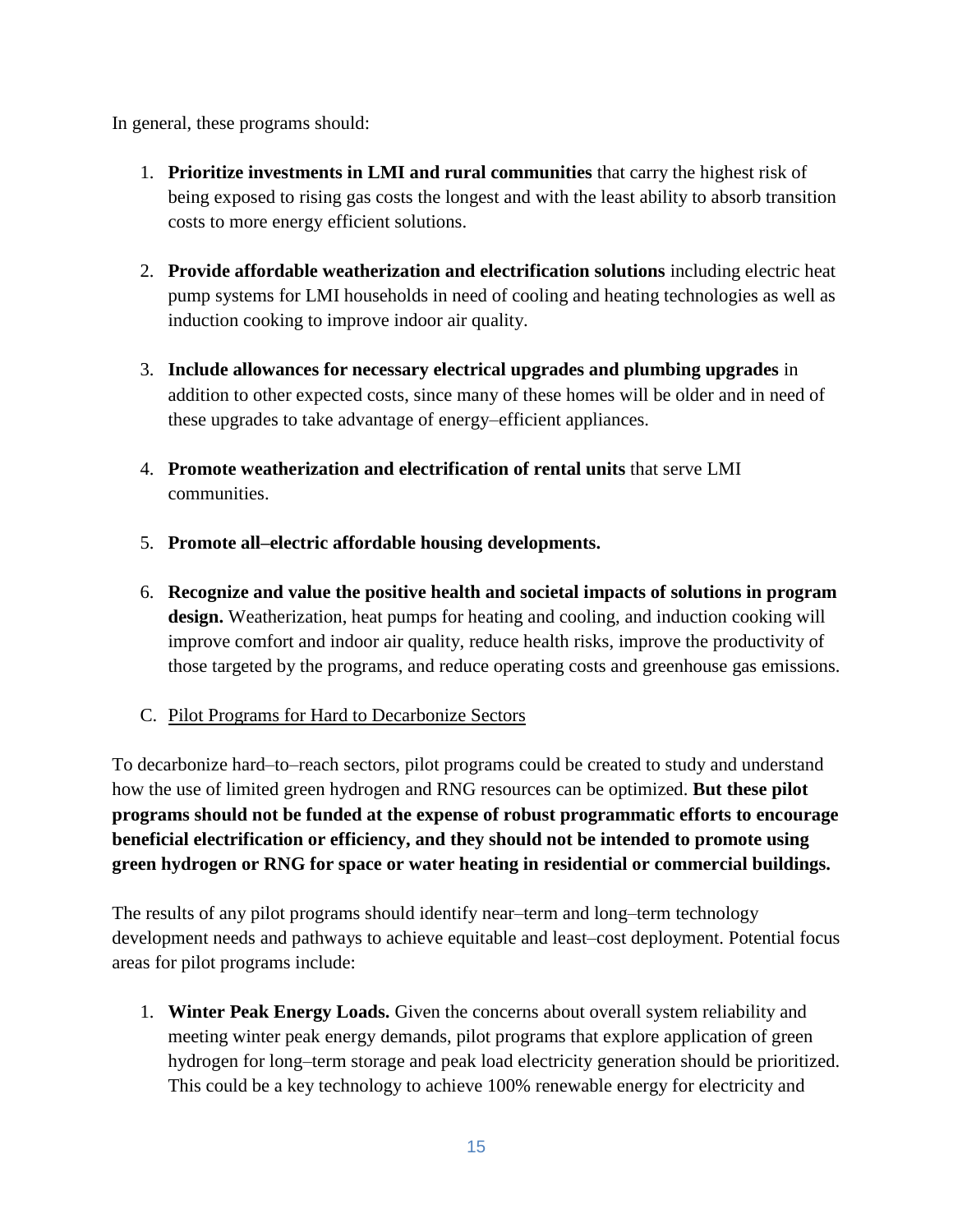In general, these programs should:

1. **Prioritize investments in LMI and rural communities** that carry the highest risk of being exposed to rising gas costs the longest and with the least ability to absorb transition costs to more energy efficient solutions.

2. **Provide affordable weatherization and electrification solutions** including electric heat pump systems for LMI households in need of cooling and heating technologies as well as induction cooking to improve indoor air quality.

3. **Include allowances for necessary electrical upgrades and plumbing upgrades** in addition to other expected costs, since many of these homes will be older and in need of these upgrades to take advantage of energy–efficient appliances.

4. **Promote weatherization and electrification of rental units** that serve LMI communities.

5. **Promote all–electric affordable housing developments.**

6. **Recognize and value the positive health and societal impacts of solutions in program design.** Weatherization, heat pumps for heating and cooling, and induction cooking will improve comfort and indoor air quality, reduce health risks, improve the productivity of those targeted by the programs, and reduce operating costs and greenhouse gas emissions.

C. Pilot Programs for Hard to Decarbonize Sectors

To decarbonize hard–to–reach sectors, pilot programs could be created to study and understand how the use of limited green hydrogen and RNG resources can be optimized. **But these pilot programs should not be funded at the expense of robust programmatic efforts to encourage beneficial electrification or efficiency, and they should not be intended to promote using green hydrogen or RNG for space or water heating in residential or commercial buildings.**

The results of any pilot programs should identify near–term and long–term technology development needs and pathways to achieve equitable and least–cost deployment. Potential focus areas for pilot programs include:

1. **Winter Peak Energy Loads.** Given the concerns about overall system reliability and meeting winter peak energy demands, pilot programs that explore application of green hydrogen for long–term storage and peak load electricity generation should be prioritized. This could be a key technology to achieve 100% renewable energy for electricity and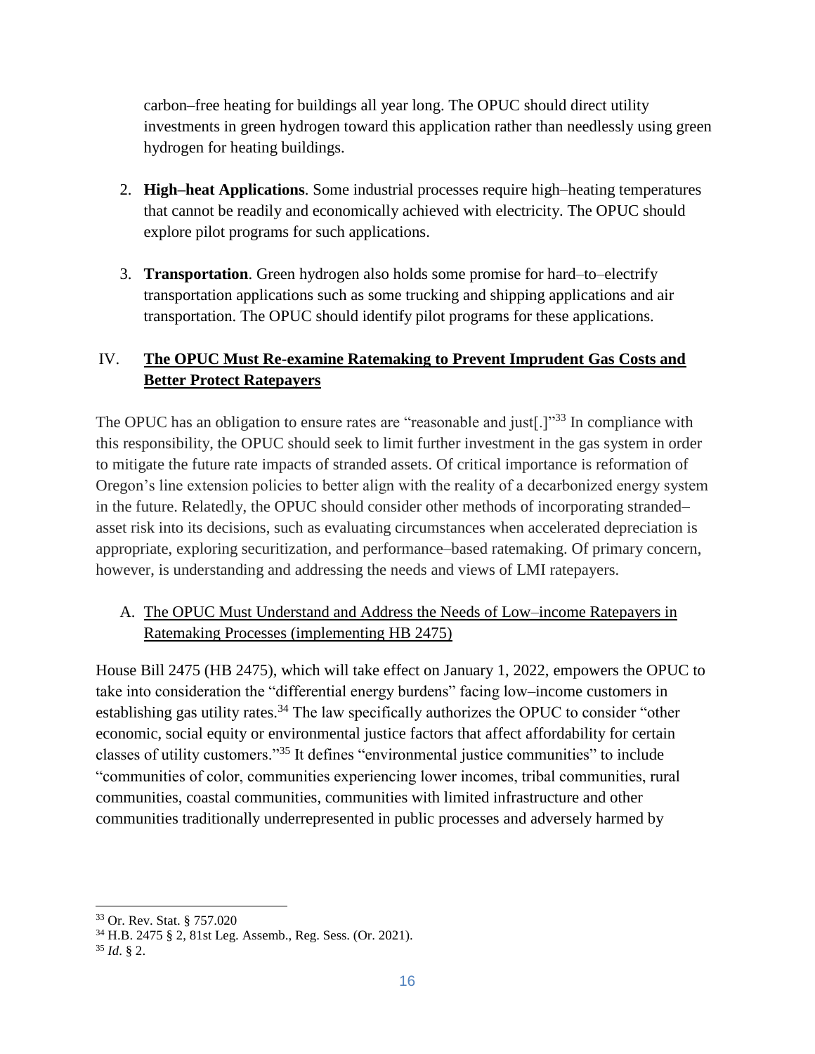carbon–free heating for buildings all year long. The OPUC should direct utility investments in green hydrogen toward this application rather than needlessly using green hydrogen for heating buildings.

2. **High–heat Applications**. Some industrial processes require high–heating temperatures that cannot be readily and economically achieved with electricity. The OPUC should explore pilot programs for such applications.

3. **Transportation**. Green hydrogen also holds some promise for hard–to–electrify transportation applications such as some trucking and shipping applications and air transportation. The OPUC should identify pilot programs for these applications.

## IV. The OPUC Must Re-examine Ratemaking to Prevent Imprudent Gas Costs and Better Protect Ratepayers

The OPUC has an obligation to ensure rates are "reasonable and just[.]"[33] In compliance with this responsibility, the OPUC should seek to limit further investment in the gas system in order to mitigate the future rate impacts of stranded assets. Of critical importance is reformation of Oregon's line extension policies to better align with the reality of a decarbonized energy system in the future. Relatedly, the OPUC should consider other methods of incorporating stranded–asset risk into its decisions, such as evaluating circumstances when accelerated depreciation is appropriate, exploring securitization, and performance–based ratemaking. Of primary concern, however, is understanding and addressing the needs and views of LMI ratepayers.

### A. The OPUC Must Understand and Address the Needs of Low–income Ratepayers in Ratemaking Processes (implementing HB 2475)

House Bill 2475 (HB 2475), which will take effect on January 1, 2022, empowers the OPUC to take into consideration the "differential energy burdens" facing low–income customers in establishing gas utility rates.[34] The law specifically authorizes the OPUC to consider "other economic, social equity or environmental justice factors that affect affordability for certain classes of utility customers."[35] It defines "environmental justice communities" to include "communities of color, communities experiencing lower incomes, tribal communities, rural communities, coastal communities, communities with limited infrastructure and other communities traditionally underrepresented in public processes and adversely harmed by

---

[33] Or. Rev. Stat. § 757.020

[34] H.B. 2475 § 2, 81st Leg. Assemb., Reg. Sess. (Or. 2021).

[35] *Id*. § 2.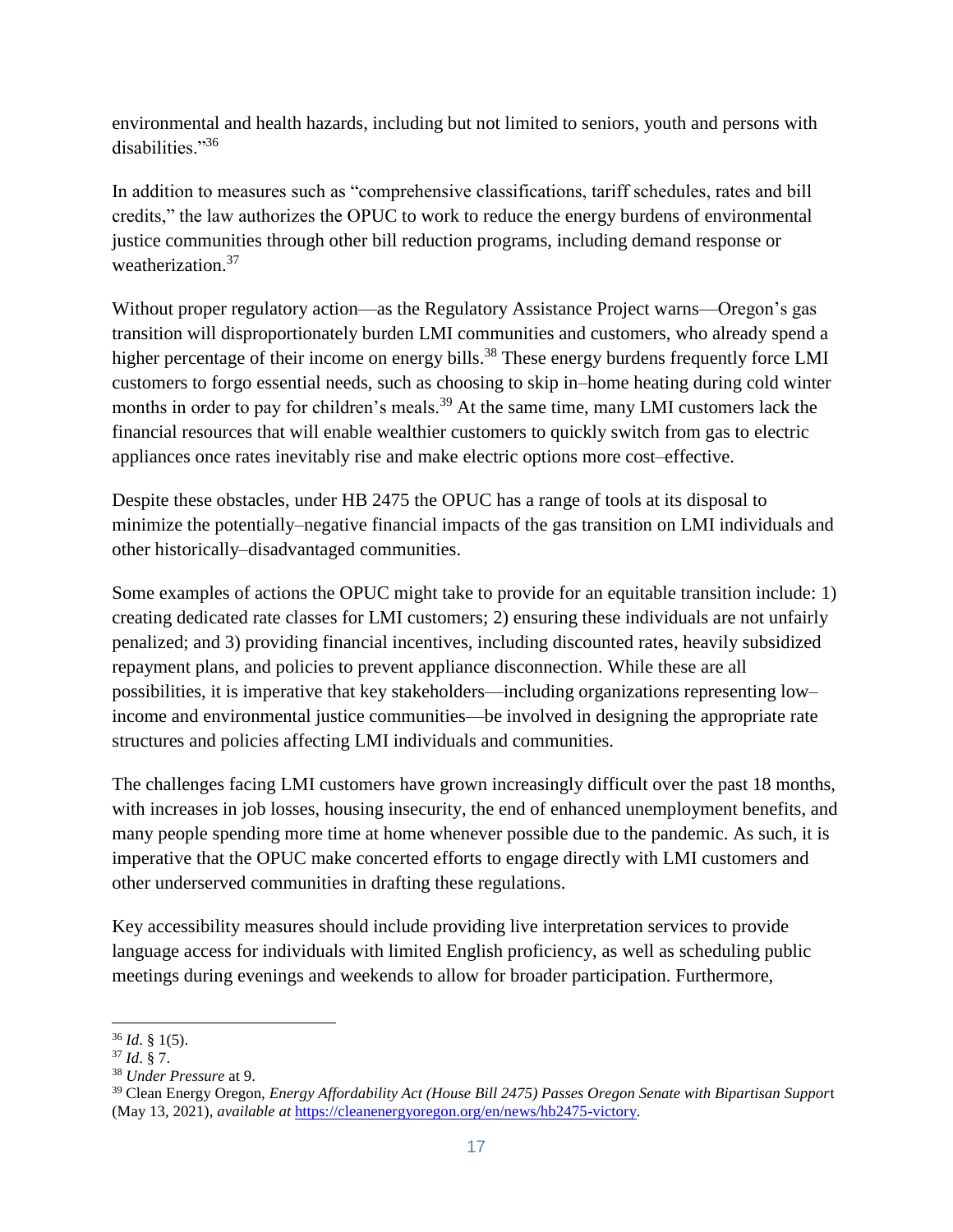environmental and health hazards, including but not limited to seniors, youth and persons with disabilities."[36]

In addition to measures such as "comprehensive classifications, tariff schedules, rates and bill credits," the law authorizes the OPUC to work to reduce the energy burdens of environmental justice communities through other bill reduction programs, including demand response or weatherization.[37]

Without proper regulatory action—as the Regulatory Assistance Project warns—Oregon's gas transition will disproportionately burden LMI communities and customers, who already spend a higher percentage of their income on energy bills.[38] These energy burdens frequently force LMI customers to forgo essential needs, such as choosing to skip in–home heating during cold winter months in order to pay for children's meals.[39] At the same time, many LMI customers lack the financial resources that will enable wealthier customers to quickly switch from gas to electric appliances once rates inevitably rise and make electric options more cost–effective.

Despite these obstacles, under HB 2475 the OPUC has a range of tools at its disposal to minimize the potentially–negative financial impacts of the gas transition on LMI individuals and other historically–disadvantaged communities.

Some examples of actions the OPUC might take to provide for an equitable transition include: 1) creating dedicated rate classes for LMI customers; 2) ensuring these individuals are not unfairly penalized; and 3) providing financial incentives, including discounted rates, heavily subsidized repayment plans, and policies to prevent appliance disconnection. While these are all possibilities, it is imperative that key stakeholders—including organizations representing low–income and environmental justice communities—be involved in designing the appropriate rate structures and policies affecting LMI individuals and communities.

The challenges facing LMI customers have grown increasingly difficult over the past 18 months, with increases in job losses, housing insecurity, the end of enhanced unemployment benefits, and many people spending more time at home whenever possible due to the pandemic. As such, it is imperative that the OPUC make concerted efforts to engage directly with LMI customers and other underserved communities in drafting these regulations.

Key accessibility measures should include providing live interpretation services to provide language access for individuals with limited English proficiency, as well as scheduling public meetings during evenings and weekends to allow for broader participation. Furthermore,

---

[36] *Id*. § 1(5).

[37] *Id*. § 7.

[38] *Under Pressure* at 9.

[39] Clean Energy Oregon, *Energy Affordability Act (House Bill 2475) Passes Oregon Senate with Bipartisan Support* (May 13, 2021), *available at* https://cleanenergyoregon.org/en/news/hb2475-victory.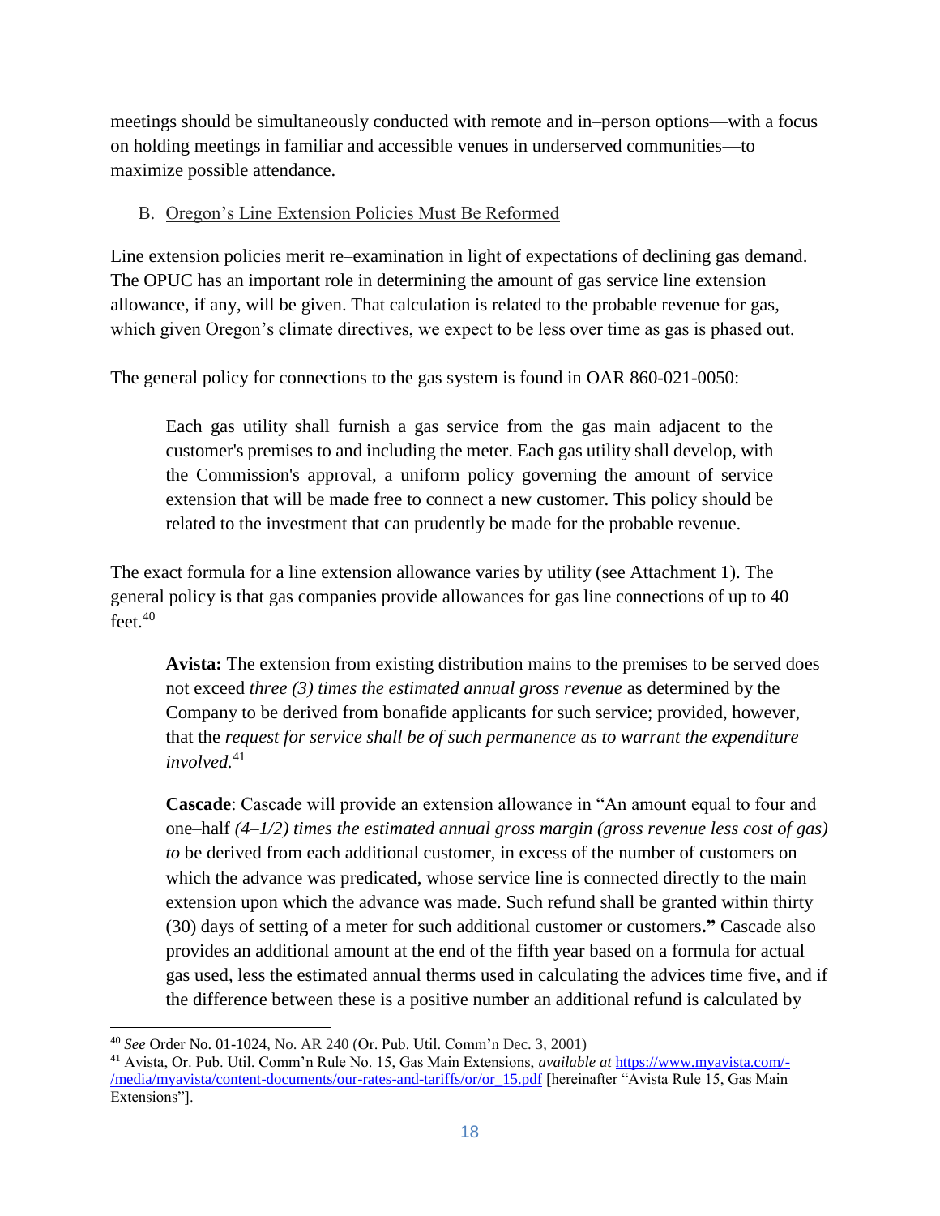meetings should be simultaneously conducted with remote and in–person options—with a focus on holding meetings in familiar and accessible venues in underserved communities—to maximize possible attendance.

### B. Oregon's Line Extension Policies Must Be Reformed

Line extension policies merit re–examination in light of expectations of declining gas demand. The OPUC has an important role in determining the amount of gas service line extension allowance, if any, will be given. That calculation is related to the probable revenue for gas, which given Oregon's climate directives, we expect to be less over time as gas is phased out.

The general policy for connections to the gas system is found in OAR 860-021-0050:

> Each gas utility shall furnish a gas service from the gas main adjacent to the customer's premises to and including the meter. Each gas utility shall develop, with the Commission's approval, a uniform policy governing the amount of service extension that will be made free to connect a new customer. This policy should be related to the investment that can prudently be made for the probable revenue.

The exact formula for a line extension allowance varies by utility (see Attachment 1). The general policy is that gas companies provide allowances for gas line connections of up to 40 feet.[40]

> **Avista:** The extension from existing distribution mains to the premises to be served does not exceed *three (3) times the estimated annual gross revenue* as determined by the Company to be derived from bonafide applicants for such service; provided, however, that the *request for service shall be of such permanence as to warrant the expenditure involved.*[41]
>
> **Cascade**: Cascade will provide an extension allowance in "An amount equal to four and one–half *(4–1/2) times the estimated annual gross margin (gross revenue less cost of gas) to* be derived from each additional customer, in excess of the number of customers on which the advance was predicated, whose service line is connected directly to the main extension upon which the advance was made. Such refund shall be granted within thirty (30) days of setting of a meter for such additional customer or customers**."** Cascade also provides an additional amount at the end of the fifth year based on a formula for actual gas used, less the estimated annual therms used in calculating the advices time five, and if the difference between these is a positive number an additional refund is calculated by

---

[40] *See* Order No. 01-1024, No. AR 240 (Or. Pub. Util. Comm'n Dec. 3, 2001)

[41] Avista, Or. Pub. Util. Comm'n Rule No. 15, Gas Main Extensions, *available at* https://www.myavista.com/-/media/myavista/content-documents/our-rates-and-tariffs/or/or_15.pdf [hereinafter "Avista Rule 15, Gas Main Extensions"].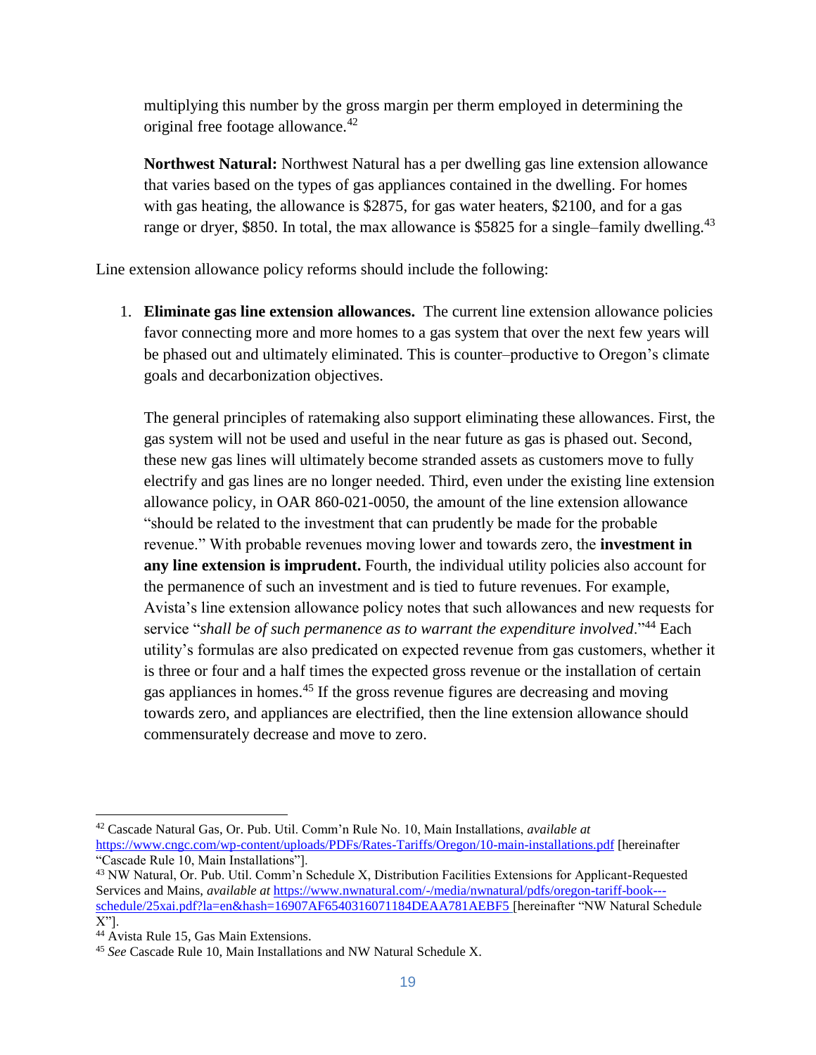multiplying this number by the gross margin per therm employed in determining the original free footage allowance.[42]

**Northwest Natural:** Northwest Natural has a per dwelling gas line extension allowance that varies based on the types of gas appliances contained in the dwelling. For homes with gas heating, the allowance is $2875, for gas water heaters, $2100, and for a gas range or dryer, $850. In total, the max allowance is $5825 for a single–family dwelling.[43]

Line extension allowance policy reforms should include the following:

1. **Eliminate gas line extension allowances.** The current line extension allowance policies favor connecting more and more homes to a gas system that over the next few years will be phased out and ultimately eliminated. This is counter–productive to Oregon's climate goals and decarbonization objectives.

   The general principles of ratemaking also support eliminating these allowances. First, the gas system will not be used and useful in the near future as gas is phased out. Second, these new gas lines will ultimately become stranded assets as customers move to fully electrify and gas lines are no longer needed. Third, even under the existing line extension allowance policy, in OAR 860-021-0050, the amount of the line extension allowance "should be related to the investment that can prudently be made for the probable revenue." With probable revenues moving lower and towards zero, the **investment in any line extension is imprudent.** Fourth, the individual utility policies also account for the permanence of such an investment and is tied to future revenues. For example, Avista's line extension allowance policy notes that such allowances and new requests for service "*shall be of such permanence as to warrant the expenditure involved*."[44] Each utility's formulas are also predicated on expected revenue from gas customers, whether it is three or four and a half times the expected gross revenue or the installation of certain gas appliances in homes.[45] If the gross revenue figures are decreasing and moving towards zero, and appliances are electrified, then the line extension allowance should commensurately decrease and move to zero.

---

[42] Cascade Natural Gas, Or. Pub. Util. Comm'n Rule No. 10, Main Installations, *available at* https://www.cngc.com/wp-content/uploads/PDFs/Rates-Tariffs/Oregon/10-main-installations.pdf [hereinafter "Cascade Rule 10, Main Installations"].

[43] NW Natural, Or. Pub. Util. Comm'n Schedule X, Distribution Facilities Extensions for Applicant-Requested Services and Mains, *available at* https://www.nwnatural.com/-/media/nwnatural/pdfs/oregon-tariff-book---schedule/25xai.pdf?la=en&hash=16907AF6540316071184DEAA781AEBF5 [hereinafter "NW Natural Schedule X"].

[44] Avista Rule 15, Gas Main Extensions.

[45] *See* Cascade Rule 10, Main Installations and NW Natural Schedule X.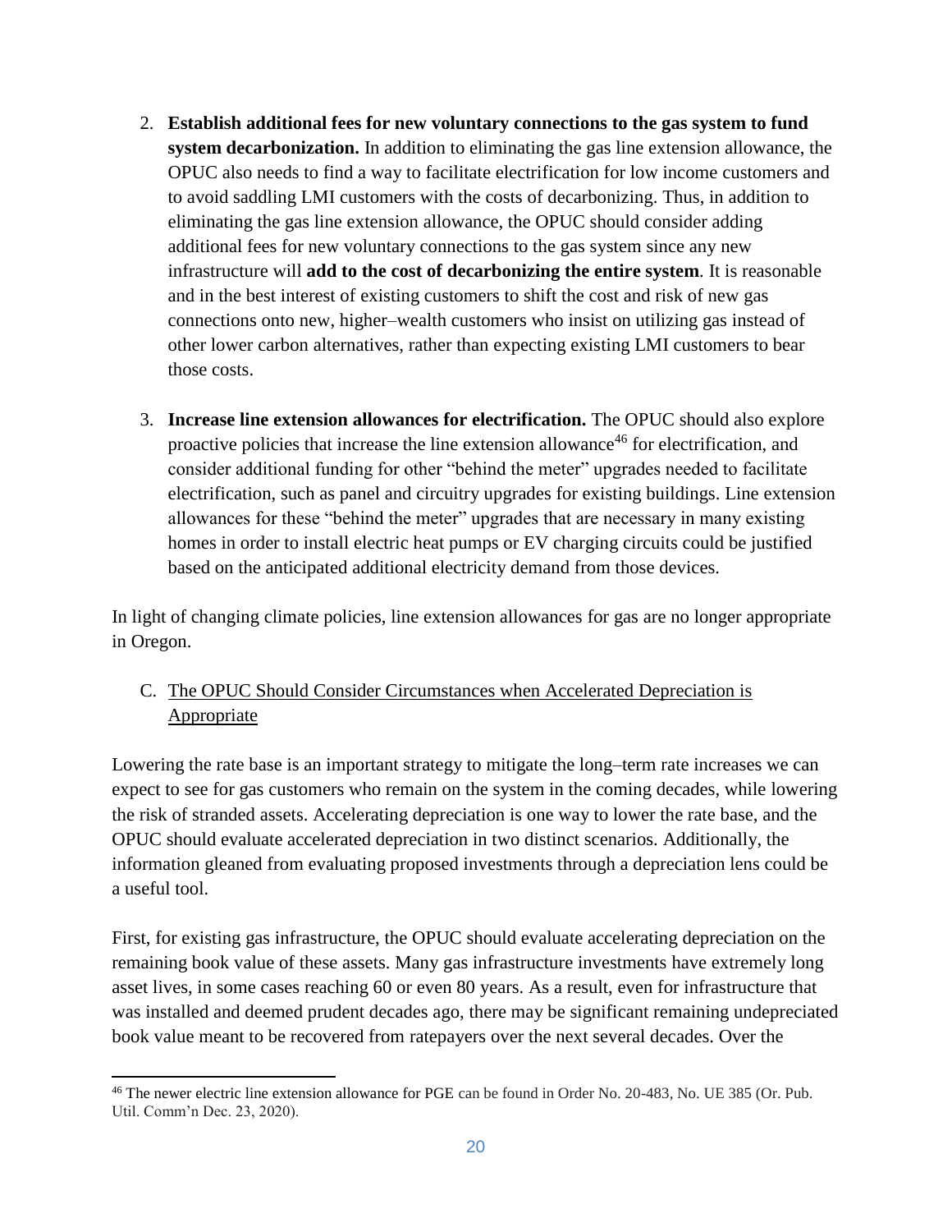2. **Establish additional fees for new voluntary connections to the gas system to fund system decarbonization.** In addition to eliminating the gas line extension allowance, the OPUC also needs to find a way to facilitate electrification for low income customers and to avoid saddling LMI customers with the costs of decarbonizing. Thus, in addition to eliminating the gas line extension allowance, the OPUC should consider adding additional fees for new voluntary connections to the gas system since any new infrastructure will **add to the cost of decarbonizing the entire system**. It is reasonable and in the best interest of existing customers to shift the cost and risk of new gas connections onto new, higher–wealth customers who insist on utilizing gas instead of other lower carbon alternatives, rather than expecting existing LMI customers to bear those costs.

3. **Increase line extension allowances for electrification.** The OPUC should also explore proactive policies that increase the line extension allowance[46] for electrification, and consider additional funding for other "behind the meter" upgrades needed to facilitate electrification, such as panel and circuitry upgrades for existing buildings. Line extension allowances for these "behind the meter" upgrades that are necessary in many existing homes in order to install electric heat pumps or EV charging circuits could be justified based on the anticipated additional electricity demand from those devices.

In light of changing climate policies, line extension allowances for gas are no longer appropriate in Oregon.

## C. The OPUC Should Consider Circumstances when Accelerated Depreciation is Appropriate

Lowering the rate base is an important strategy to mitigate the long–term rate increases we can expect to see for gas customers who remain on the system in the coming decades, while lowering the risk of stranded assets. Accelerating depreciation is one way to lower the rate base, and the OPUC should evaluate accelerated depreciation in two distinct scenarios. Additionally, the information gleaned from evaluating proposed investments through a depreciation lens could be a useful tool.

First, for existing gas infrastructure, the OPUC should evaluate accelerating depreciation on the remaining book value of these assets. Many gas infrastructure investments have extremely long asset lives, in some cases reaching 60 or even 80 years. As a result, even for infrastructure that was installed and deemed prudent decades ago, there may be significant remaining undepreciated book value meant to be recovered from ratepayers over the next several decades. Over the

---

[46] The newer electric line extension allowance for PGE can be found in Order No. 20-483, No. UE 385 (Or. Pub. Util. Comm'n Dec. 23, 2020).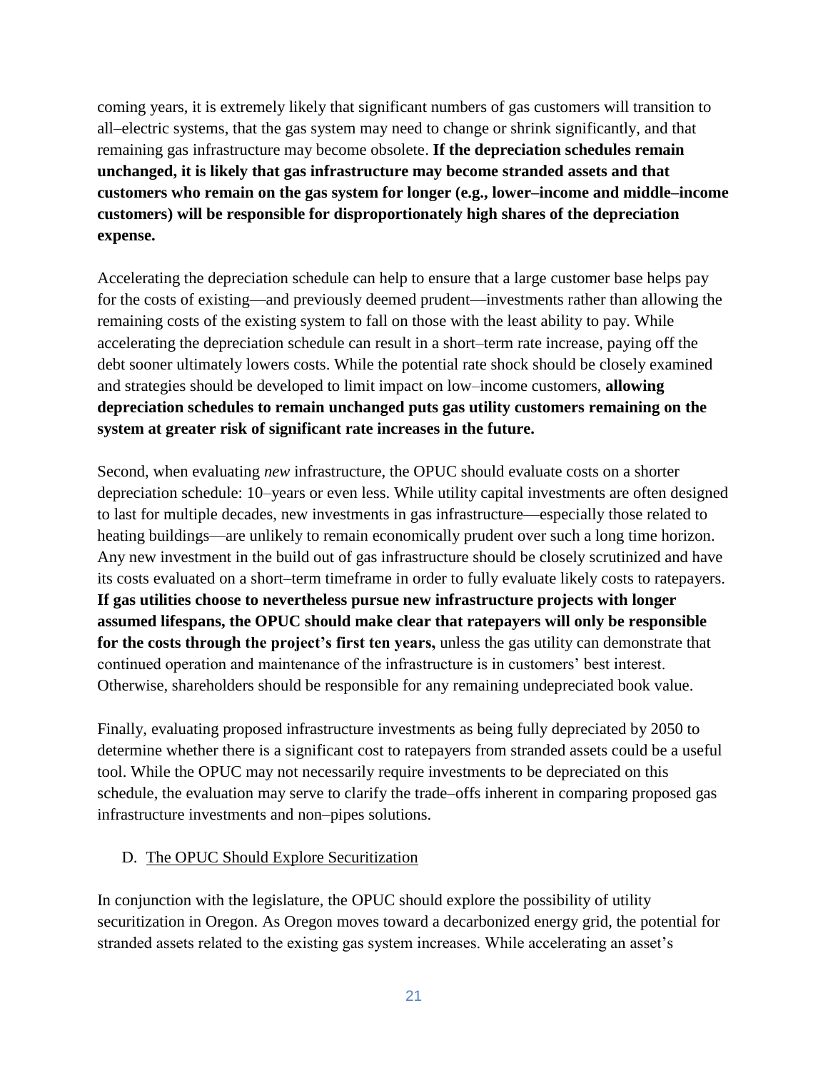coming years, it is extremely likely that significant numbers of gas customers will transition to all–electric systems, that the gas system may need to change or shrink significantly, and that remaining gas infrastructure may become obsolete. **If the depreciation schedules remain unchanged, it is likely that gas infrastructure may become stranded assets and that customers who remain on the gas system for longer (e.g., lower–income and middle–income customers) will be responsible for disproportionately high shares of the depreciation expense.**

Accelerating the depreciation schedule can help to ensure that a large customer base helps pay for the costs of existing—and previously deemed prudent—investments rather than allowing the remaining costs of the existing system to fall on those with the least ability to pay. While accelerating the depreciation schedule can result in a short–term rate increase, paying off the debt sooner ultimately lowers costs. While the potential rate shock should be closely examined and strategies should be developed to limit impact on low–income customers, **allowing depreciation schedules to remain unchanged puts gas utility customers remaining on the system at greater risk of significant rate increases in the future.**

Second, when evaluating *new* infrastructure, the OPUC should evaluate costs on a shorter depreciation schedule: 10–years or even less. While utility capital investments are often designed to last for multiple decades, new investments in gas infrastructure—especially those related to heating buildings—are unlikely to remain economically prudent over such a long time horizon. Any new investment in the build out of gas infrastructure should be closely scrutinized and have its costs evaluated on a short–term timeframe in order to fully evaluate likely costs to ratepayers. **If gas utilities choose to nevertheless pursue new infrastructure projects with longer assumed lifespans, the OPUC should make clear that ratepayers will only be responsible for the costs through the project's first ten years,** unless the gas utility can demonstrate that continued operation and maintenance of the infrastructure is in customers' best interest. Otherwise, shareholders should be responsible for any remaining undepreciated book value.

Finally, evaluating proposed infrastructure investments as being fully depreciated by 2050 to determine whether there is a significant cost to ratepayers from stranded assets could be a useful tool. While the OPUC may not necessarily require investments to be depreciated on this schedule, the evaluation may serve to clarify the trade–offs inherent in comparing proposed gas infrastructure investments and non–pipes solutions.

### D. The OPUC Should Explore Securitization

In conjunction with the legislature, the OPUC should explore the possibility of utility securitization in Oregon. As Oregon moves toward a decarbonized energy grid, the potential for stranded assets related to the existing gas system increases. While accelerating an asset's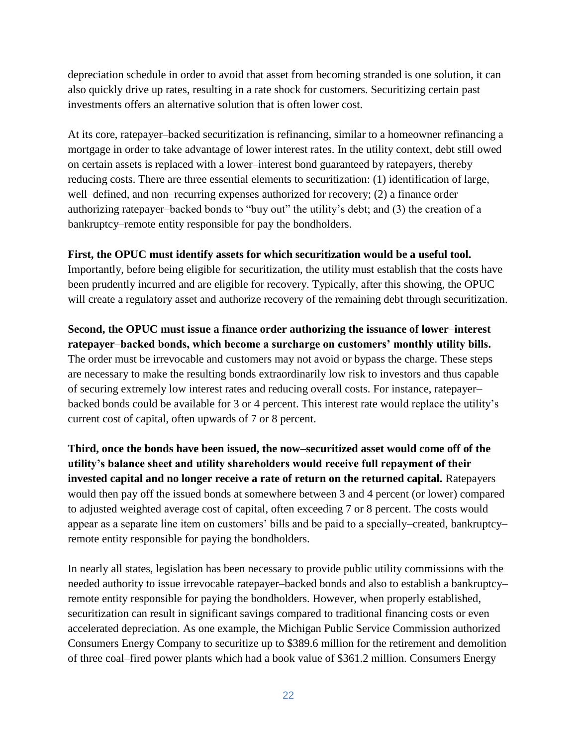depreciation schedule in order to avoid that asset from becoming stranded is one solution, it can also quickly drive up rates, resulting in a rate shock for customers. Securitizing certain past investments offers an alternative solution that is often lower cost.

At its core, ratepayer–backed securitization is refinancing, similar to a homeowner refinancing a mortgage in order to take advantage of lower interest rates. In the utility context, debt still owed on certain assets is replaced with a lower–interest bond guaranteed by ratepayers, thereby reducing costs. There are three essential elements to securitization: (1) identification of large, well–defined, and non–recurring expenses authorized for recovery; (2) a finance order authorizing ratepayer–backed bonds to "buy out" the utility's debt; and (3) the creation of a bankruptcy–remote entity responsible for pay the bondholders.

**First, the OPUC must identify assets for which securitization would be a useful tool.** Importantly, before being eligible for securitization, the utility must establish that the costs have been prudently incurred and are eligible for recovery. Typically, after this showing, the OPUC will create a regulatory asset and authorize recovery of the remaining debt through securitization.

**Second, the OPUC must issue a finance order authorizing the issuance of lower–interest ratepayer–backed bonds, which become a surcharge on customers' monthly utility bills.** The order must be irrevocable and customers may not avoid or bypass the charge. These steps are necessary to make the resulting bonds extraordinarily low risk to investors and thus capable of securing extremely low interest rates and reducing overall costs. For instance, ratepayer–backed bonds could be available for 3 or 4 percent. This interest rate would replace the utility's current cost of capital, often upwards of 7 or 8 percent.

**Third, once the bonds have been issued, the now–securitized asset would come off of the utility's balance sheet and utility shareholders would receive full repayment of their invested capital and no longer receive a rate of return on the returned capital.** Ratepayers would then pay off the issued bonds at somewhere between 3 and 4 percent (or lower) compared to adjusted weighted average cost of capital, often exceeding 7 or 8 percent. The costs would appear as a separate line item on customers' bills and be paid to a specially–created, bankruptcy–remote entity responsible for paying the bondholders.

In nearly all states, legislation has been necessary to provide public utility commissions with the needed authority to issue irrevocable ratepayer–backed bonds and also to establish a bankruptcy–remote entity responsible for paying the bondholders. However, when properly established, securitization can result in significant savings compared to traditional financing costs or even accelerated depreciation. As one example, the Michigan Public Service Commission authorized Consumers Energy Company to securitize up to $389.6 million for the retirement and demolition of three coal–fired power plants which had a book value of $361.2 million. Consumers Energy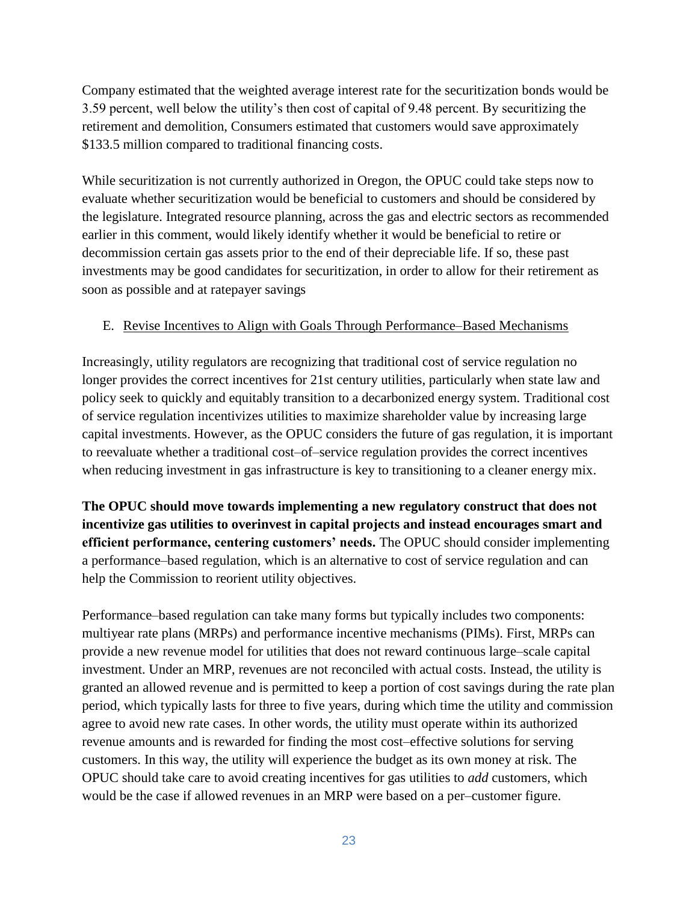Company estimated that the weighted average interest rate for the securitization bonds would be 3.59 percent, well below the utility's then cost of capital of 9.48 percent. By securitizing the retirement and demolition, Consumers estimated that customers would save approximately $133.5 million compared to traditional financing costs.

While securitization is not currently authorized in Oregon, the OPUC could take steps now to evaluate whether securitization would be beneficial to customers and should be considered by the legislature. Integrated resource planning, across the gas and electric sectors as recommended earlier in this comment, would likely identify whether it would be beneficial to retire or decommission certain gas assets prior to the end of their depreciable life. If so, these past investments may be good candidates for securitization, in order to allow for their retirement as soon as possible and at ratepayer savings

### E. Revise Incentives to Align with Goals Through Performance–Based Mechanisms

Increasingly, utility regulators are recognizing that traditional cost of service regulation no longer provides the correct incentives for 21st century utilities, particularly when state law and policy seek to quickly and equitably transition to a decarbonized energy system. Traditional cost of service regulation incentivizes utilities to maximize shareholder value by increasing large capital investments. However, as the OPUC considers the future of gas regulation, it is important to reevaluate whether a traditional cost–of–service regulation provides the correct incentives when reducing investment in gas infrastructure is key to transitioning to a cleaner energy mix.

**The OPUC should move towards implementing a new regulatory construct that does not incentivize gas utilities to overinvest in capital projects and instead encourages smart and efficient performance, centering customers' needs.** The OPUC should consider implementing a performance–based regulation, which is an alternative to cost of service regulation and can help the Commission to reorient utility objectives.

Performance–based regulation can take many forms but typically includes two components: multiyear rate plans (MRPs) and performance incentive mechanisms (PIMs). First, MRPs can provide a new revenue model for utilities that does not reward continuous large–scale capital investment. Under an MRP, revenues are not reconciled with actual costs. Instead, the utility is granted an allowed revenue and is permitted to keep a portion of cost savings during the rate plan period, which typically lasts for three to five years, during which time the utility and commission agree to avoid new rate cases. In other words, the utility must operate within its authorized revenue amounts and is rewarded for finding the most cost–effective solutions for serving customers. In this way, the utility will experience the budget as its own money at risk. The OPUC should take care to avoid creating incentives for gas utilities to *add* customers, which would be the case if allowed revenues in an MRP were based on a per–customer figure.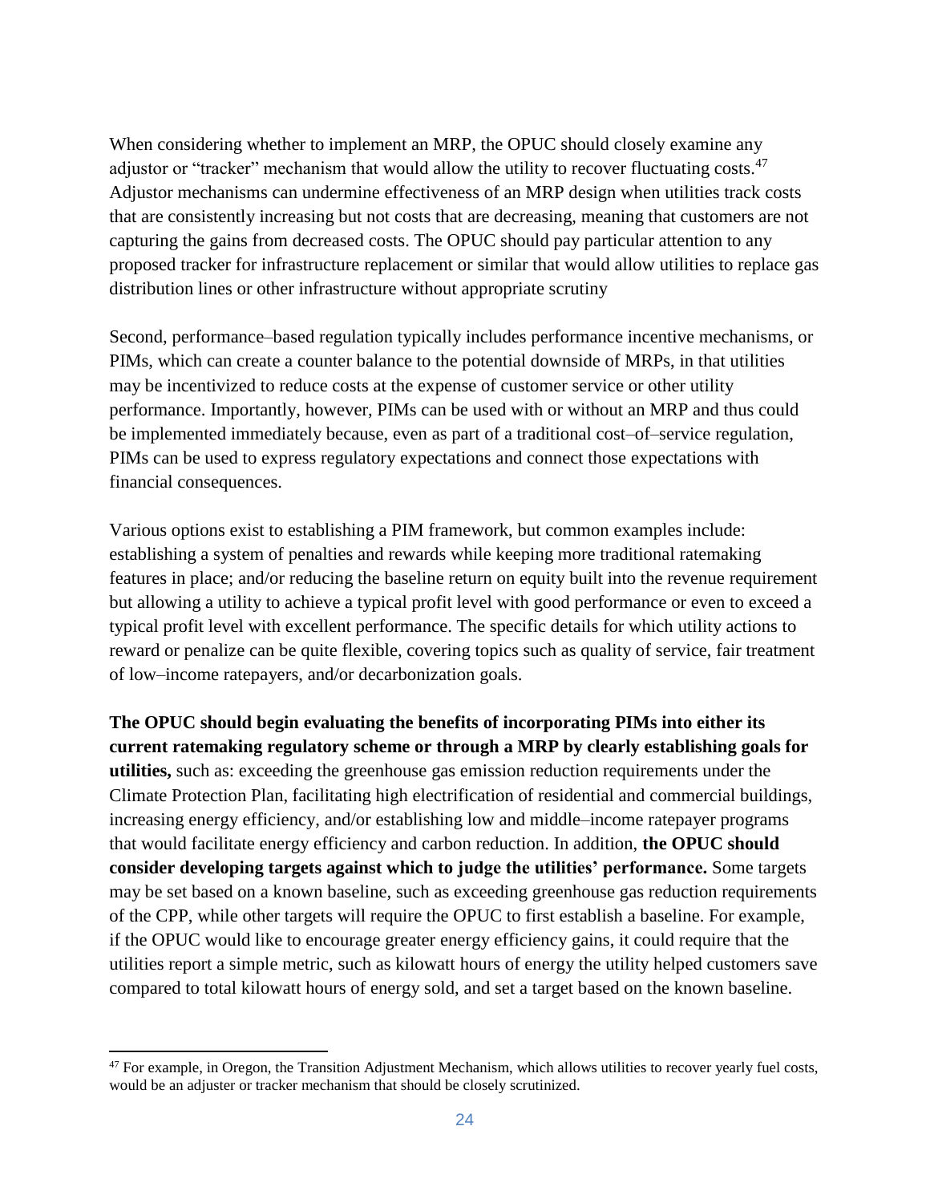When considering whether to implement an MRP, the OPUC should closely examine any adjustor or "tracker" mechanism that would allow the utility to recover fluctuating costs.[47] Adjustor mechanisms can undermine effectiveness of an MRP design when utilities track costs that are consistently increasing but not costs that are decreasing, meaning that customers are not capturing the gains from decreased costs. The OPUC should pay particular attention to any proposed tracker for infrastructure replacement or similar that would allow utilities to replace gas distribution lines or other infrastructure without appropriate scrutiny

Second, performance–based regulation typically includes performance incentive mechanisms, or PIMs, which can create a counter balance to the potential downside of MRPs, in that utilities may be incentivized to reduce costs at the expense of customer service or other utility performance. Importantly, however, PIMs can be used with or without an MRP and thus could be implemented immediately because, even as part of a traditional cost–of–service regulation, PIMs can be used to express regulatory expectations and connect those expectations with financial consequences.

Various options exist to establishing a PIM framework, but common examples include: establishing a system of penalties and rewards while keeping more traditional ratemaking features in place; and/or reducing the baseline return on equity built into the revenue requirement but allowing a utility to achieve a typical profit level with good performance or even to exceed a typical profit level with excellent performance. The specific details for which utility actions to reward or penalize can be quite flexible, covering topics such as quality of service, fair treatment of low–income ratepayers, and/or decarbonization goals.

**The OPUC should begin evaluating the benefits of incorporating PIMs into either its current ratemaking regulatory scheme or through a MRP by clearly establishing goals for utilities,** such as: exceeding the greenhouse gas emission reduction requirements under the Climate Protection Plan, facilitating high electrification of residential and commercial buildings, increasing energy efficiency, and/or establishing low and middle–income ratepayer programs that would facilitate energy efficiency and carbon reduction. In addition, **the OPUC should consider developing targets against which to judge the utilities' performance.** Some targets may be set based on a known baseline, such as exceeding greenhouse gas reduction requirements of the CPP, while other targets will require the OPUC to first establish a baseline. For example, if the OPUC would like to encourage greater energy efficiency gains, it could require that the utilities report a simple metric, such as kilowatt hours of energy the utility helped customers save compared to total kilowatt hours of energy sold, and set a target based on the known baseline.

---

[47] For example, in Oregon, the Transition Adjustment Mechanism, which allows utilities to recover yearly fuel costs, would be an adjuster or tracker mechanism that should be closely scrutinized.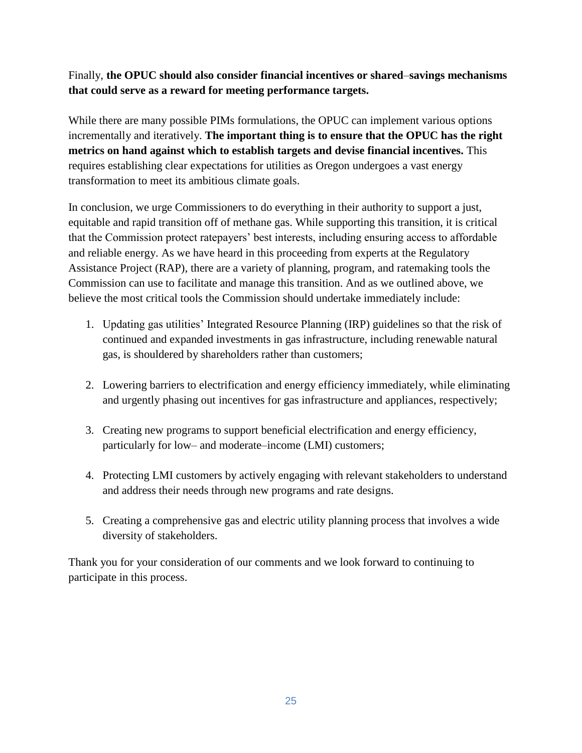Finally, **the OPUC should also consider financial incentives or shared–savings mechanisms that could serve as a reward for meeting performance targets.**

While there are many possible PIMs formulations, the OPUC can implement various options incrementally and iteratively. **The important thing is to ensure that the OPUC has the right metrics on hand against which to establish targets and devise financial incentives.** This requires establishing clear expectations for utilities as Oregon undergoes a vast energy transformation to meet its ambitious climate goals.

In conclusion, we urge Commissioners to do everything in their authority to support a just, equitable and rapid transition off of methane gas. While supporting this transition, it is critical that the Commission protect ratepayers' best interests, including ensuring access to affordable and reliable energy. As we have heard in this proceeding from experts at the Regulatory Assistance Project (RAP), there are a variety of planning, program, and ratemaking tools the Commission can use to facilitate and manage this transition. And as we outlined above, we believe the most critical tools the Commission should undertake immediately include:

1. Updating gas utilities' Integrated Resource Planning (IRP) guidelines so that the risk of continued and expanded investments in gas infrastructure, including renewable natural gas, is shouldered by shareholders rather than customers;

2. Lowering barriers to electrification and energy efficiency immediately, while eliminating and urgently phasing out incentives for gas infrastructure and appliances, respectively;

3. Creating new programs to support beneficial electrification and energy efficiency, particularly for low– and moderate–income (LMI) customers;

4. Protecting LMI customers by actively engaging with relevant stakeholders to understand and address their needs through new programs and rate designs.

5. Creating a comprehensive gas and electric utility planning process that involves a wide diversity of stakeholders.

Thank you for your consideration of our comments and we look forward to continuing to participate in this process.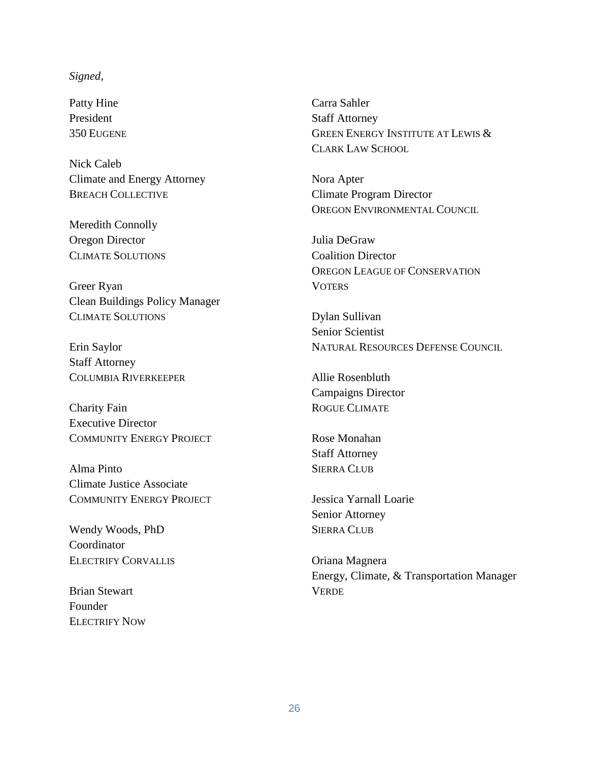*Signed,*

Patty Hine
President
350 EUGENE

Nick Caleb
Climate and Energy Attorney
BREACH COLLECTIVE

Meredith Connolly
Oregon Director
CLIMATE SOLUTIONS

Greer Ryan
Clean Buildings Policy Manager
CLIMATE SOLUTIONS

Erin Saylor
Staff Attorney
COLUMBIA RIVERKEEPER

Charity Fain
Executive Director
COMMUNITY ENERGY PROJECT

Alma Pinto
Climate Justice Associate
COMMUNITY ENERGY PROJECT

Wendy Woods, PhD
Coordinator
ELECTRIFY CORVALLIS

Brian Stewart
Founder
ELECTRIFY NOW

Carra Sahler
Staff Attorney
GREEN ENERGY INSTITUTE AT LEWIS & CLARK LAW SCHOOL

Nora Apter
Climate Program Director
OREGON ENVIRONMENTAL COUNCIL

Julia DeGraw
Coalition Director
OREGON LEAGUE OF CONSERVATION VOTERS

Dylan Sullivan
Senior Scientist
NATURAL RESOURCES DEFENSE COUNCIL

Allie Rosenbluth
Campaigns Director
ROGUE CLIMATE

Rose Monahan
Staff Attorney
SIERRA CLUB

Jessica Yarnall Loarie
Senior Attorney
SIERRA CLUB

Oriana Magnera
Energy, Climate, & Transportation Manager
VERDE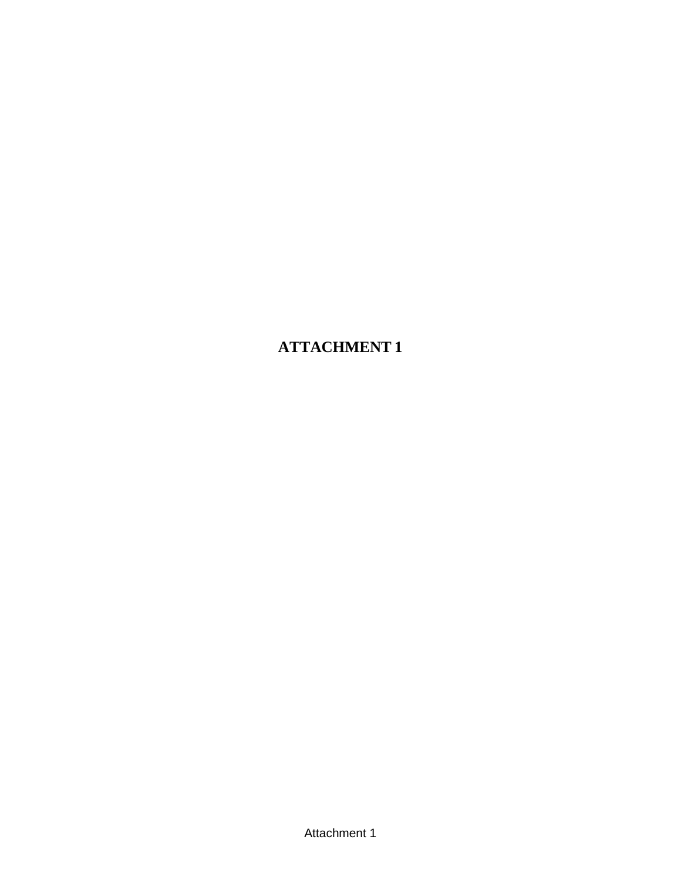# ATTACHMENT 1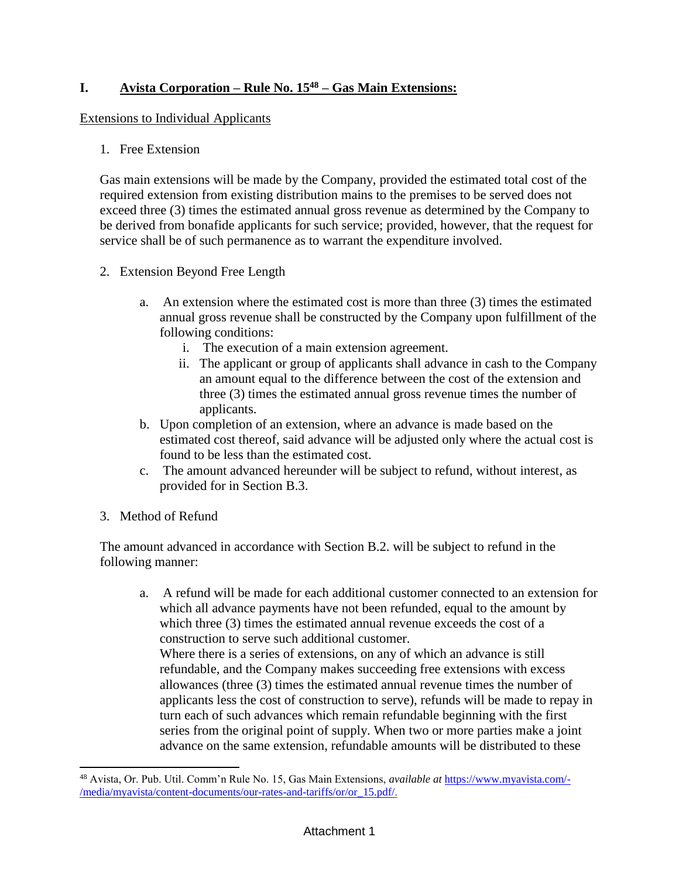## I. Avista Corporation – Rule No. 15[48] – Gas Main Extensions:

Extensions to Individual Applicants

1. Free Extension

Gas main extensions will be made by the Company, provided the estimated total cost of the required extension from existing distribution mains to the premises to be served does not exceed three (3) times the estimated annual gross revenue as determined by the Company to be derived from bonafide applicants for such service; provided, however, that the request for service shall be of such permanence as to warrant the expenditure involved.

2. Extension Beyond Free Length

   a. An extension where the estimated cost is more than three (3) times the estimated annual gross revenue shall be constructed by the Company upon fulfillment of the following conditions:
      i. The execution of a main extension agreement.
      ii. The applicant or group of applicants shall advance in cash to the Company an amount equal to the difference between the cost of the extension and three (3) times the estimated annual gross revenue times the number of applicants.
   b. Upon completion of an extension, where an advance is made based on the estimated cost thereof, said advance will be adjusted only where the actual cost is found to be less than the estimated cost.
   c. The amount advanced hereunder will be subject to refund, without interest, as provided for in Section B.3.

3. Method of Refund

The amount advanced in accordance with Section B.2. will be subject to refund in the following manner:

   a. A refund will be made for each additional customer connected to an extension for which all advance payments have not been refunded, equal to the amount by which three (3) times the estimated annual revenue exceeds the cost of a construction to serve such additional customer.
   Where there is a series of extensions, on any of which an advance is still refundable, and the Company makes succeeding free extensions with excess allowances (three (3) times the estimated annual revenue times the number of applicants less the cost of construction to serve), refunds will be made to repay in turn each of such advances which remain refundable beginning with the first series from the original point of supply. When two or more parties make a joint advance on the same extension, refundable amounts will be distributed to these

[48] Avista, Or. Pub. Util. Comm'n Rule No. 15, Gas Main Extensions, *available at* https://www.myavista.com/-/media/myavista/content-documents/our-rates-and-tariffs/or/or_15.pdf/.

Attachment 1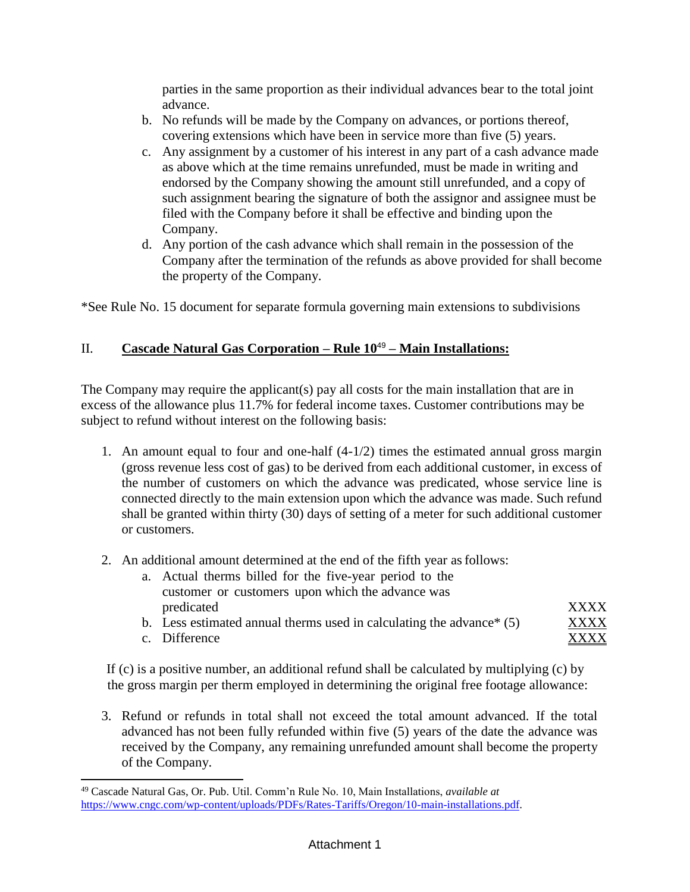parties in the same proportion as their individual advances bear to the total joint advance.

b. No refunds will be made by the Company on advances, or portions thereof, covering extensions which have been in service more than five (5) years.
c. Any assignment by a customer of his interest in any part of a cash advance made as above which at the time remains unrefunded, must be made in writing and endorsed by the Company showing the amount still unrefunded, and a copy of such assignment bearing the signature of both the assignor and assignee must be filed with the Company before it shall be effective and binding upon the Company.
d. Any portion of the cash advance which shall remain in the possession of the Company after the termination of the refunds as above provided for shall become the property of the Company.

*See Rule No. 15 document for separate formula governing main extensions to subdivisions

## II. <u>**Cascade Natural Gas Corporation – Rule 10**[49] **– Main Installations:**</u>

The Company may require the applicant(s) pay all costs for the main installation that are in excess of the allowance plus 11.7% for federal income taxes. Customer contributions may be subject to refund without interest on the following basis:

1. An amount equal to four and one-half (4-1/2) times the estimated annual gross margin (gross revenue less cost of gas) to be derived from each additional customer, in excess of the number of customers on which the advance was predicated, whose service line is connected directly to the main extension upon which the advance was made. Such refund shall be granted within thirty (30) days of setting of a meter for such additional customer or customers.

2. An additional amount determined at the end of the fifth year as follows:

| | |
|---|---|
| a. Actual therms billed for the five-year period to the customer or customers upon which the advance was predicated | XXXX |
| b. Less estimated annual therms used in calculating the advance* (5) | XXXX |
| c. Difference | XXXX |

If (c) is a positive number, an additional refund shall be calculated by multiplying (c) by the gross margin per therm employed in determining the original free footage allowance:

3. Refund or refunds in total shall not exceed the total amount advanced. If the total advanced has not been fully refunded within five (5) years of the date the advance was received by the Company, any remaining unrefunded amount shall become the property of the Company.

---

[49] Cascade Natural Gas, Or. Pub. Util. Comm'n Rule No. 10, Main Installations, *available at* https://www.cngc.com/wp-content/uploads/PDFs/Rates-Tariffs/Oregon/10-main-installations.pdf.

Attachment 1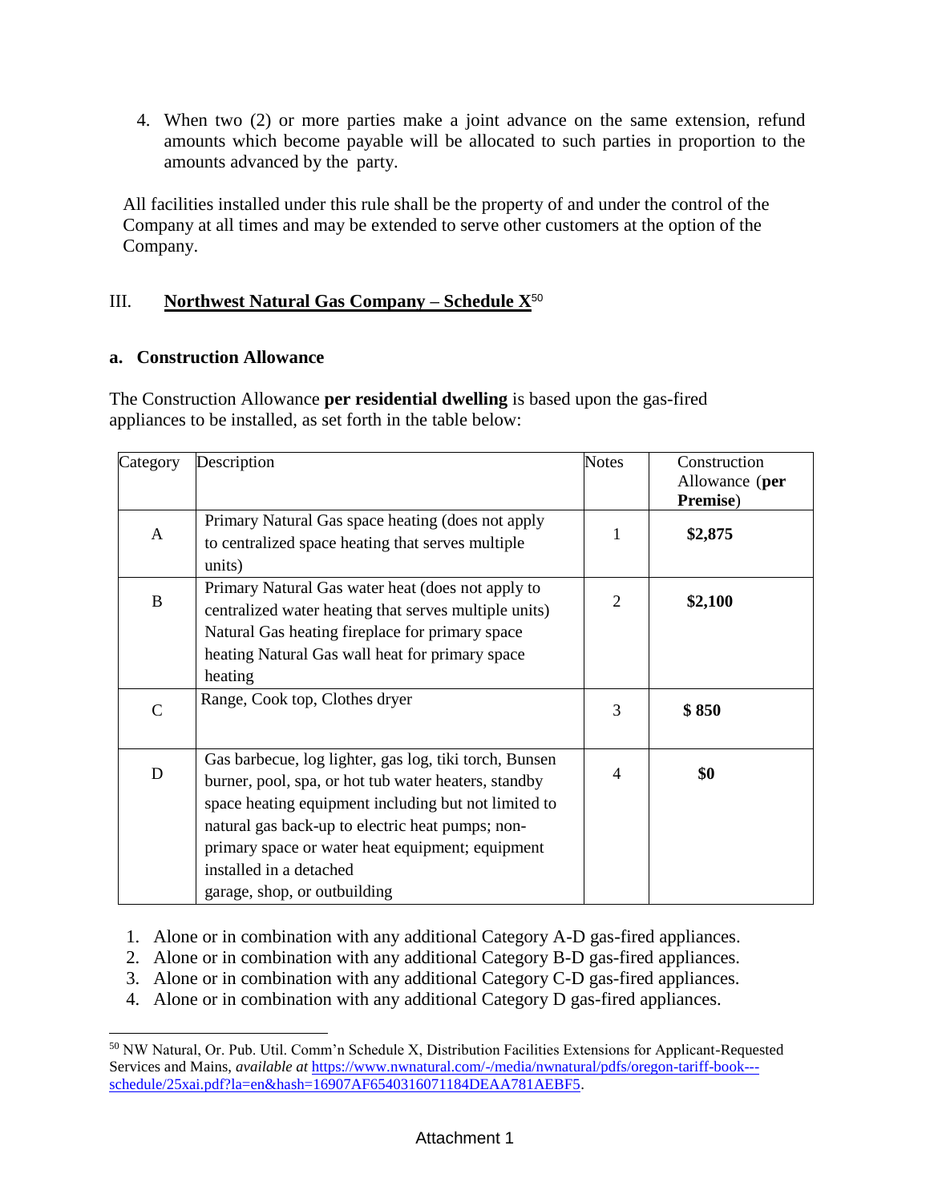4. When two (2) or more parties make a joint advance on the same extension, refund amounts which become payable will be allocated to such parties in proportion to the amounts advanced by the party.

All facilities installed under this rule shall be the property of and under the control of the Company at all times and may be extended to serve other customers at the option of the Company.

## III. Northwest Natural Gas Company – Schedule X[50]

### a. Construction Allowance

The Construction Allowance **per residential dwelling** is based upon the gas-fired appliances to be installed, as set forth in the table below:

| Category | Description | Notes | Construction Allowance (**per Premise**) |
|---|---|---|---|
| A | Primary Natural Gas space heating (does not apply to centralized space heating that serves multiple units) | 1 | **$2,875** |
| B | Primary Natural Gas water heat (does not apply to centralized water heating that serves multiple units) Natural Gas heating fireplace for primary space heating Natural Gas wall heat for primary space heating | 2 | **$2,100** |
| C | Range, Cook top, Clothes dryer | 3 | **$ 850** |
| D | Gas barbecue, log lighter, gas log, tiki torch, Bunsen burner, pool, spa, or hot tub water heaters, standby space heating equipment including but not limited to natural gas back-up to electric heat pumps; non-primary space or water heat equipment; equipment installed in a detached garage, shop, or outbuilding | 4 | **$0** |

1. Alone or in combination with any additional Category A-D gas-fired appliances.
2. Alone or in combination with any additional Category B-D gas-fired appliances.
3. Alone or in combination with any additional Category C-D gas-fired appliances.
4. Alone or in combination with any additional Category D gas-fired appliances.

[50] NW Natural, Or. Pub. Util. Comm'n Schedule X, Distribution Facilities Extensions for Applicant-Requested Services and Mains, *available at* https://www.nwnatural.com/-/media/nwnatural/pdfs/oregon-tariff-book---schedule/25xai.pdf?la=en&hash=16907AF6540316071184DEAA781AEBF5.

Attachment 1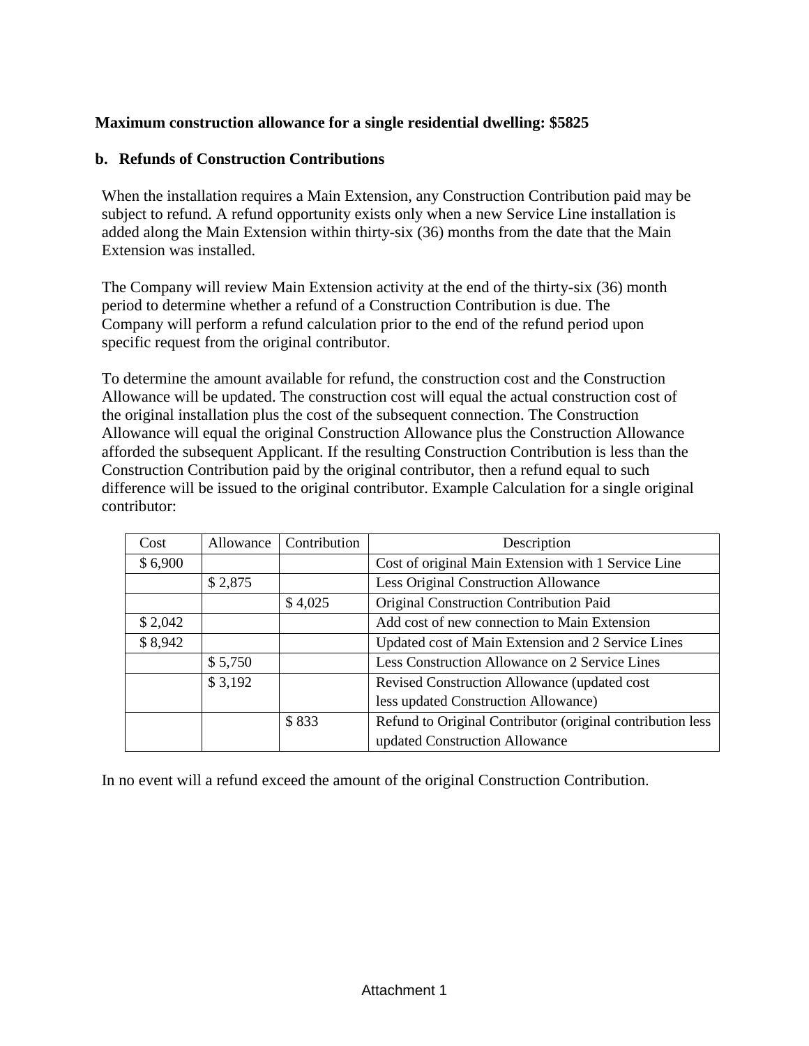**Maximum construction allowance for a single residential dwelling: $5825**

**b. Refunds of Construction Contributions**

When the installation requires a Main Extension, any Construction Contribution paid may be subject to refund. A refund opportunity exists only when a new Service Line installation is added along the Main Extension within thirty-six (36) months from the date that the Main Extension was installed.

The Company will review Main Extension activity at the end of the thirty-six (36) month period to determine whether a refund of a Construction Contribution is due. The Company will perform a refund calculation prior to the end of the refund period upon specific request from the original contributor.

To determine the amount available for refund, the construction cost and the Construction Allowance will be updated. The construction cost will equal the actual construction cost of the original installation plus the cost of the subsequent connection. The Construction Allowance will equal the original Construction Allowance plus the Construction Allowance afforded the subsequent Applicant. If the resulting Construction Contribution is less than the Construction Contribution paid by the original contributor, then a refund equal to such difference will be issued to the original contributor. Example Calculation for a single original contributor:

| Cost | Allowance | Contribution | Description |
|---|---|---|---|
| $ 6,900 | | | Cost of original Main Extension with 1 Service Line |
| | $ 2,875 | | Less Original Construction Allowance |
| | | $ 4,025 | Original Construction Contribution Paid |
| $ 2,042 | | | Add cost of new connection to Main Extension |
| $ 8,942 | | | Updated cost of Main Extension and 2 Service Lines |
| | $ 5,750 | | Less Construction Allowance on 2 Service Lines |
| | $ 3,192 | | Revised Construction Allowance (updated cost less updated Construction Allowance) |
| | | $ 833 | Refund to Original Contributor (original contribution less updated Construction Allowance |

In no event will a refund exceed the amount of the original Construction Contribution.

Attachment 1